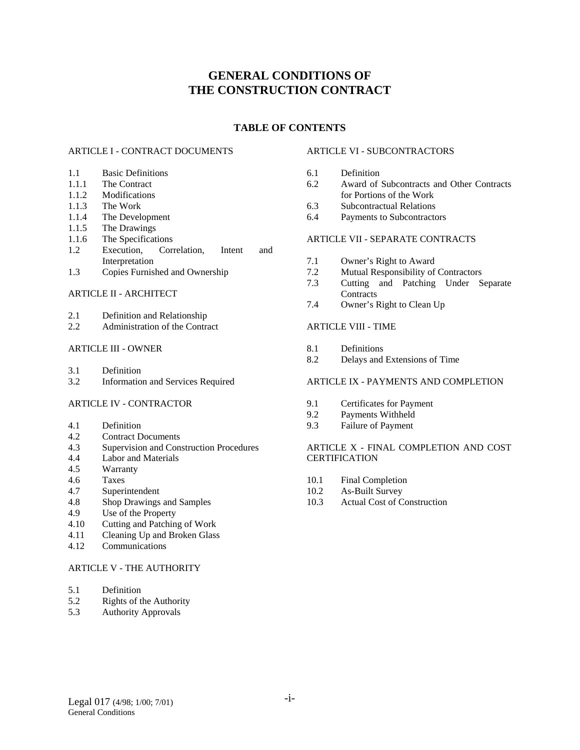# GENERAL CONDITIONS OF THE CONSTRUCTION CONTRACT

## TABLE OF CONTENTS

ARTICLE I - CONTRACT DOCUMENTS

- 1.1 Basic Definitions
- 1.1.1 The Contract
- 1.1.2 Modifications
- 1.1.3 The Work
- 1.1.4 The Development
- 1.1.5 The Drawings
- 1.1.6 The Specifications
- 1.2 Execution, Correlation, Intent and Interpretation
- 1.3 Copies Furnished and Ownership

ARTICLE II - ARCHITECT

- 2.1 Definition and Relationship
- 2.2 Administration of the Contract

ARTICLE III - OWNER

- 3.1 Definition
- 3.2 Information and Services Required

ARTICLE IV - CONTRACTOR

- 4.1 Definition
- 4.2 Contract Documents
- 4.3 Supervision and Construction Procedures
- 4.4 Labor and Materials
- 4.5 Warranty
- 4.6 Taxes
- 4.7 Superintendent
- 4.8 Shop Drawings and Samples
- 4.9 Use of the Property
- 4.10 Cutting and Patching of Work
- 4.11 Cleaning Up and Broken Glass
- 4.12 Communications

ARTICLE V - THE AUTHORITY

- 5.1 Definition
- 5.2 Rights of the Authority
- 5.3 Authority Approvals

ARTICLE VI - SUBCONTRACTORS

- 6.1 Definition
- 6.2 Award of Subcontracts and Other Contracts for Portions of the Work
- 6.3 Subcontractual Relations
- 6.4 Payments to Subcontractors

ARTICLE VII - SEPARATE CONTRACTS

- 7.1 Owner's Right to Award
- 7.2 Mutual Responsibility of Contractors
- 7.3 Cutting and Patching Under Separate Contracts
- 7.4 Owner's Right to Clean Up

ARTICLE VIII - TIME

- 8.1 Definitions
- 8.2 Delays and Extensions of Time

ARTICLE IX - PAYMENTS AND COMPLETION

- 9.1 Certificates for Payment
- 9.2 Payments Withheld
- 9.3 Failure of Payment

ARTICLE X - FINAL COMPLETION AND COST CERTIFICATION

- 10.1 Final Completion
- 10.2 As-Built Survey
- 10.3 Actual Cost of Construction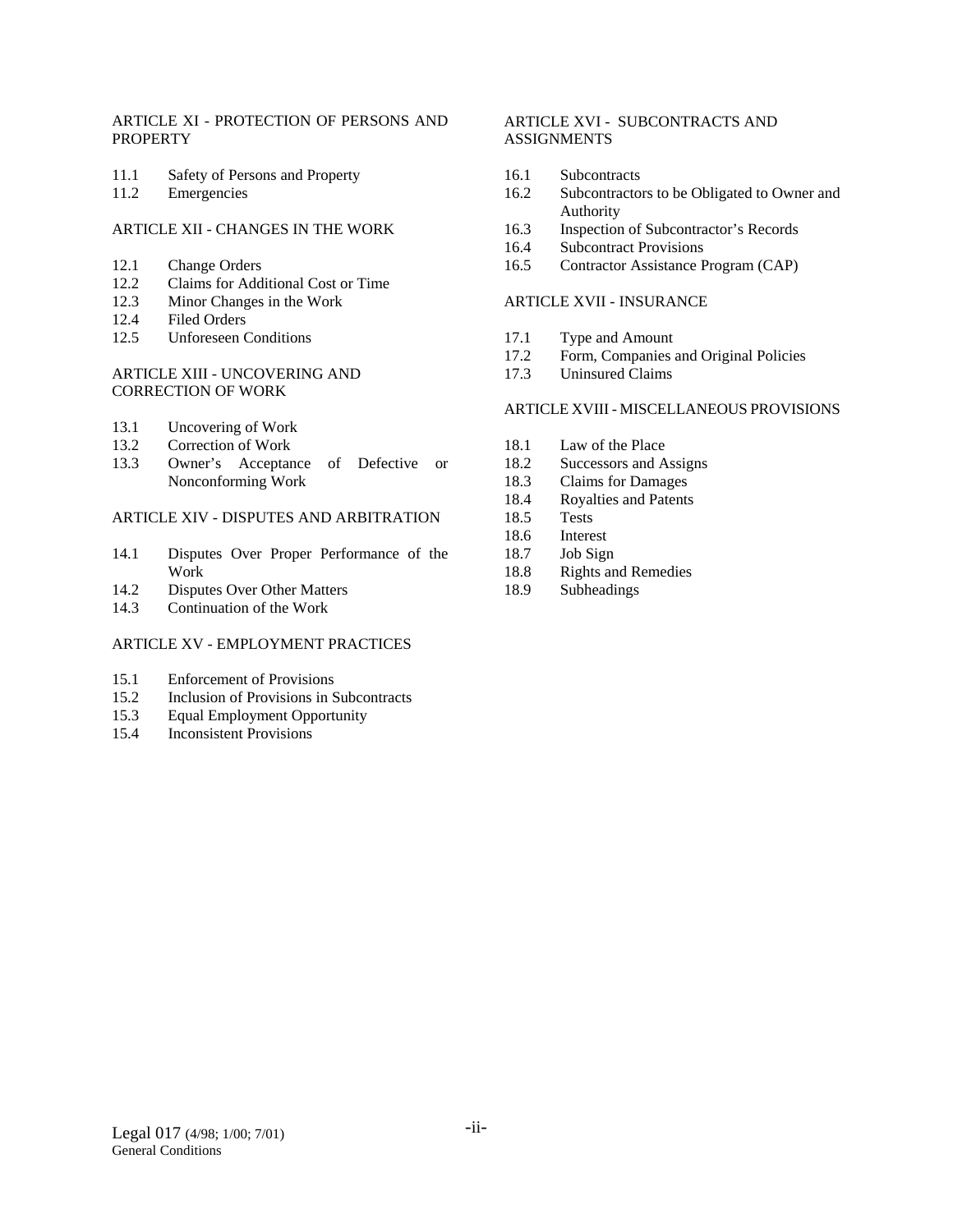ARTICLE XI - PROTECTION OF PERSONS AND PROPERTY

- 11.1 Safety of Persons and Property
- 11.2 Emergencies

ARTICLE XII - CHANGES IN THE WORK

- 12.1 Change Orders
- 12.2 Claims for Additional Cost or Time
- 12.3 Minor Changes in the Work
- 12.4 Filed Orders
- 12.5 Unforeseen Conditions

ARTICLE XIII - UNCOVERING AND CORRECTION OF WORK

- 13.1 Uncovering of Work
- 13.2 Correction of Work
- 13.3 Owner's Acceptance of Defective or Nonconforming Work

ARTICLE XIV - DISPUTES AND ARBITRATION

- 14.1 Disputes Over Proper Performance of the Work
- 14.2 Disputes Over Other Matters
- 14.3 Continuation of the Work

ARTICLE XV - EMPLOYMENT PRACTICES

- 15.1 Enforcement of Provisions
- 15.2 Inclusion of Provisions in Subcontracts
- 15.3 Equal Employment Opportunity
- 15.4 Inconsistent Provisions

ARTICLE XVI - SUBCONTRACTS AND ASSIGNMENTS

- 16.1 Subcontracts
- 16.2 Subcontractors to be Obligated to Owner and Authority
- 16.3 Inspection of Subcontractor's Records
- 16.4 Subcontract Provisions
- 16.5 Contractor Assistance Program (CAP)

ARTICLE XVII - INSURANCE

- 17.1 Type and Amount
- 17.2 Form, Companies and Original Policies
- 17.3 Uninsured Claims

ARTICLE XVIII - MISCELLANEOUS PROVISIONS

- 18.1 Law of the Place
- 18.2 Successors and Assigns
- 18.3 Claims for Damages
- 18.4 Royalties and Patents
- 18.5 Tests
- 18.6 Interest
- 18.7 Job Sign
- 18.8 Rights and Remedies
- 18.9 Subheadings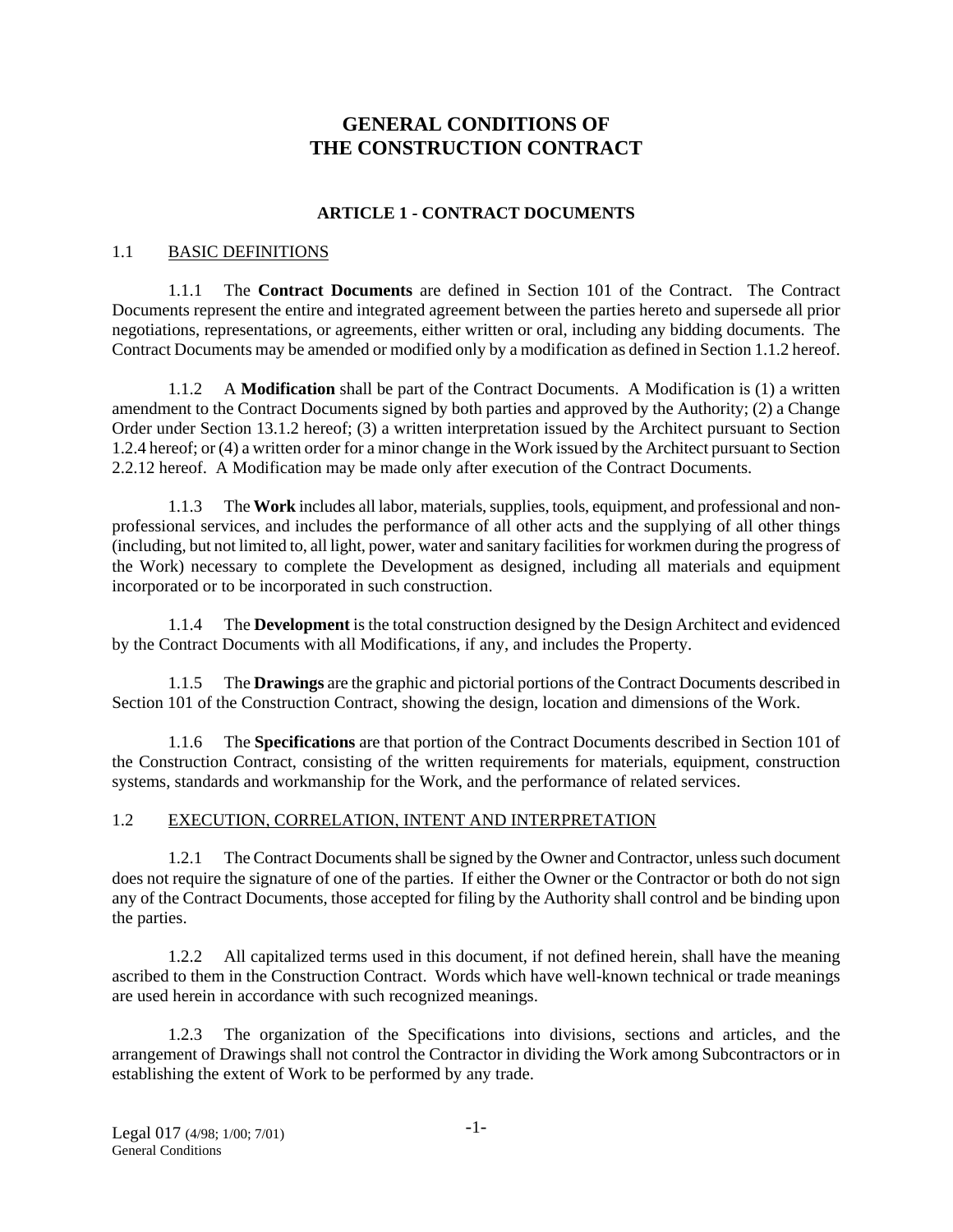# GENERAL CONDITIONS OF THE CONSTRUCTION CONTRACT

## ARTICLE 1 - CONTRACT DOCUMENTS

### 1.1 BASIC DEFINITIONS

1.1.1 The **Contract Documents** are defined in Section 101 of the Contract. The Contract Documents represent the entire and integrated agreement between the parties hereto and supersede all prior negotiations, representations, or agreements, either written or oral, including any bidding documents. The Contract Documents may be amended or modified only by a modification as defined in Section 1.1.2 hereof.

1.1.2 A **Modification** shall be part of the Contract Documents. A Modification is (1) a written amendment to the Contract Documents signed by both parties and approved by the Authority; (2) a Change Order under Section 13.1.2 hereof; (3) a written interpretation issued by the Architect pursuant to Section 1.2.4 hereof; or (4) a written order for a minor change in the Work issued by the Architect pursuant to Section 2.2.12 hereof. A Modification may be made only after execution of the Contract Documents.

1.1.3 The **Work** includes all labor, materials, supplies, tools, equipment, and professional and non-professional services, and includes the performance of all other acts and the supplying of all other things (including, but not limited to, all light, power, water and sanitary facilities for workmen during the progress of the Work) necessary to complete the Development as designed, including all materials and equipment incorporated or to be incorporated in such construction.

1.1.4 The **Development** is the total construction designed by the Design Architect and evidenced by the Contract Documents with all Modifications, if any, and includes the Property.

1.1.5 The **Drawings** are the graphic and pictorial portions of the Contract Documents described in Section 101 of the Construction Contract, showing the design, location and dimensions of the Work.

1.1.6 The **Specifications** are that portion of the Contract Documents described in Section 101 of the Construction Contract, consisting of the written requirements for materials, equipment, construction systems, standards and workmanship for the Work, and the performance of related services.

### 1.2 EXECUTION, CORRELATION, INTENT AND INTERPRETATION

1.2.1 The Contract Documents shall be signed by the Owner and Contractor, unless such document does not require the signature of one of the parties. If either the Owner or the Contractor or both do not sign any of the Contract Documents, those accepted for filing by the Authority shall control and be binding upon the parties.

1.2.2 All capitalized terms used in this document, if not defined herein, shall have the meaning ascribed to them in the Construction Contract. Words which have well-known technical or trade meanings are used herein in accordance with such recognized meanings.

1.2.3 The organization of the Specifications into divisions, sections and articles, and the arrangement of Drawings shall not control the Contractor in dividing the Work among Subcontractors or in establishing the extent of Work to be performed by any trade.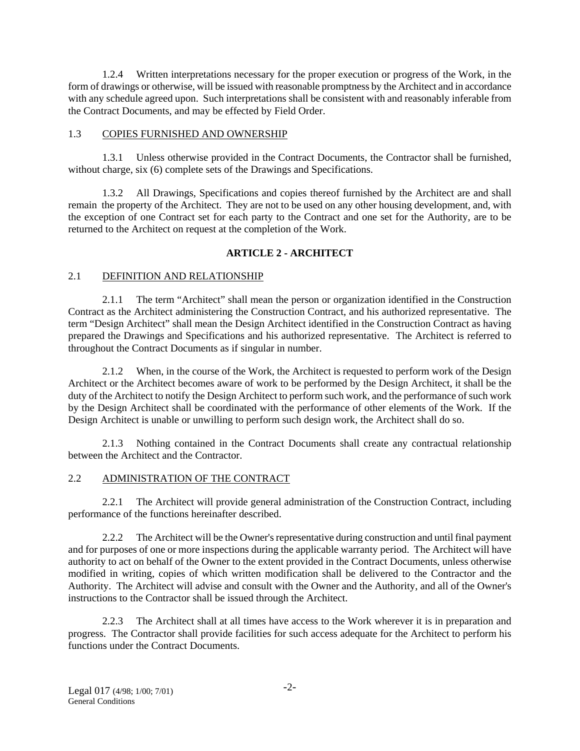1.2.4 Written interpretations necessary for the proper execution or progress of the Work, in the form of drawings or otherwise, will be issued with reasonable promptness by the Architect and in accordance with any schedule agreed upon. Such interpretations shall be consistent with and reasonably inferable from the Contract Documents, and may be effected by Field Order.

1.3 <u>COPIES FURNISHED AND OWNERSHIP</u>

1.3.1 Unless otherwise provided in the Contract Documents, the Contractor shall be furnished, without charge, six (6) complete sets of the Drawings and Specifications.

1.3.2 All Drawings, Specifications and copies thereof furnished by the Architect are and shall remain the property of the Architect. They are not to be used on any other housing development, and, with the exception of one Contract set for each party to the Contract and one set for the Authority, are to be returned to the Architect on request at the completion of the Work.

## ARTICLE 2 - ARCHITECT

2.1 <u>DEFINITION AND RELATIONSHIP</u>

2.1.1 The term "Architect" shall mean the person or organization identified in the Construction Contract as the Architect administering the Construction Contract, and his authorized representative. The term "Design Architect" shall mean the Design Architect identified in the Construction Contract as having prepared the Drawings and Specifications and his authorized representative. The Architect is referred to throughout the Contract Documents as if singular in number.

2.1.2 When, in the course of the Work, the Architect is requested to perform work of the Design Architect or the Architect becomes aware of work to be performed by the Design Architect, it shall be the duty of the Architect to notify the Design Architect to perform such work, and the performance of such work by the Design Architect shall be coordinated with the performance of other elements of the Work. If the Design Architect is unable or unwilling to perform such design work, the Architect shall do so.

2.1.3 Nothing contained in the Contract Documents shall create any contractual relationship between the Architect and the Contractor.

2.2 <u>ADMINISTRATION OF THE CONTRACT</u>

2.2.1 The Architect will provide general administration of the Construction Contract, including performance of the functions hereinafter described.

2.2.2 The Architect will be the Owner's representative during construction and until final payment and for purposes of one or more inspections during the applicable warranty period. The Architect will have authority to act on behalf of the Owner to the extent provided in the Contract Documents, unless otherwise modified in writing, copies of which written modification shall be delivered to the Contractor and the Authority. The Architect will advise and consult with the Owner and the Authority, and all of the Owner's instructions to the Contractor shall be issued through the Architect.

2.2.3 The Architect shall at all times have access to the Work wherever it is in preparation and progress. The Contractor shall provide facilities for such access adequate for the Architect to perform his functions under the Contract Documents.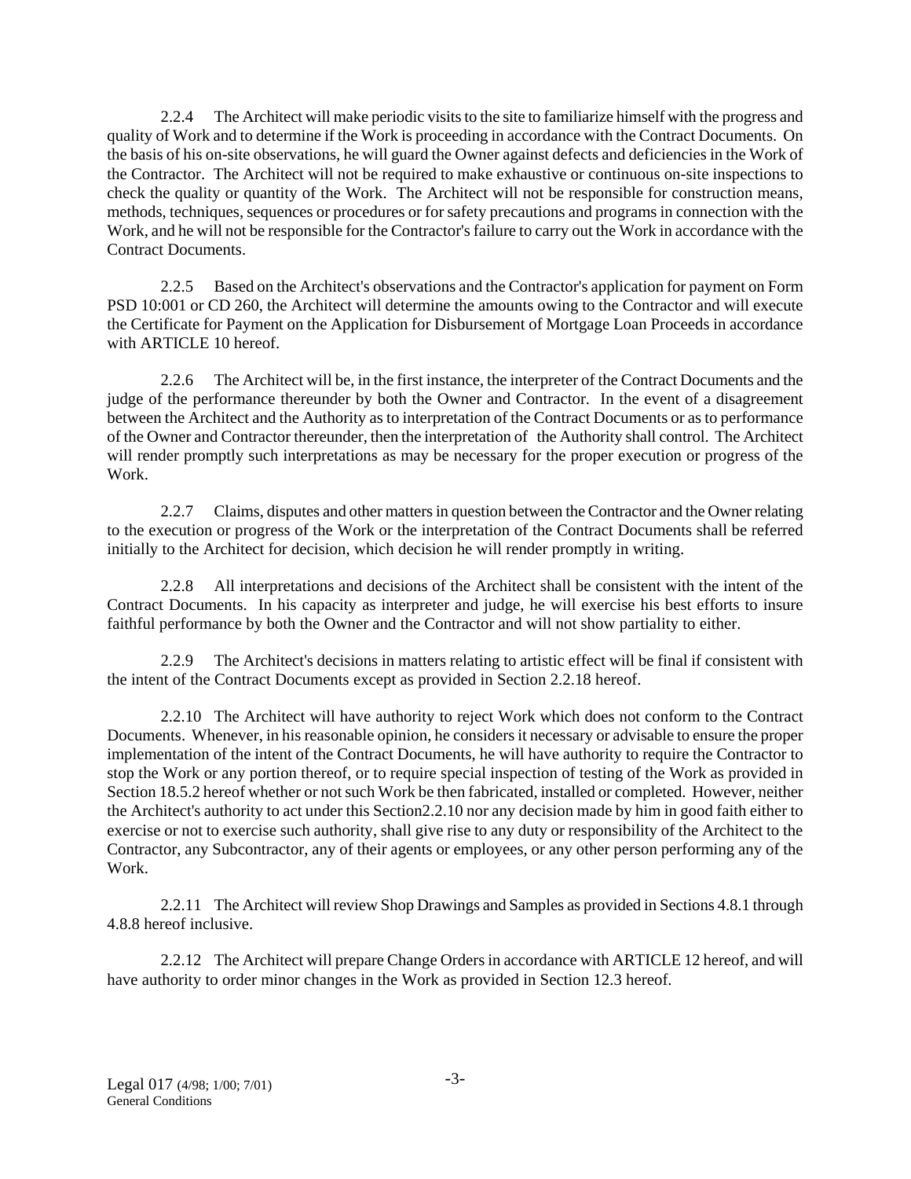2.2.4 The Architect will make periodic visits to the site to familiarize himself with the progress and quality of Work and to determine if the Work is proceeding in accordance with the Contract Documents. On the basis of his on-site observations, he will guard the Owner against defects and deficiencies in the Work of the Contractor. The Architect will not be required to make exhaustive or continuous on-site inspections to check the quality or quantity of the Work. The Architect will not be responsible for construction means, methods, techniques, sequences or procedures or for safety precautions and programs in connection with the Work, and he will not be responsible for the Contractor's failure to carry out the Work in accordance with the Contract Documents.

2.2.5 Based on the Architect's observations and the Contractor's application for payment on Form PSD 10:001 or CD 260, the Architect will determine the amounts owing to the Contractor and will execute the Certificate for Payment on the Application for Disbursement of Mortgage Loan Proceeds in accordance with ARTICLE 10 hereof.

2.2.6 The Architect will be, in the first instance, the interpreter of the Contract Documents and the judge of the performance thereunder by both the Owner and Contractor. In the event of a disagreement between the Architect and the Authority as to interpretation of the Contract Documents or as to performance of the Owner and Contractor thereunder, then the interpretation of the Authority shall control. The Architect will render promptly such interpretations as may be necessary for the proper execution or progress of the Work.

2.2.7 Claims, disputes and other matters in question between the Contractor and the Owner relating to the execution or progress of the Work or the interpretation of the Contract Documents shall be referred initially to the Architect for decision, which decision he will render promptly in writing.

2.2.8 All interpretations and decisions of the Architect shall be consistent with the intent of the Contract Documents. In his capacity as interpreter and judge, he will exercise his best efforts to insure faithful performance by both the Owner and the Contractor and will not show partiality to either.

2.2.9 The Architect's decisions in matters relating to artistic effect will be final if consistent with the intent of the Contract Documents except as provided in Section 2.2.18 hereof.

2.2.10 The Architect will have authority to reject Work which does not conform to the Contract Documents. Whenever, in his reasonable opinion, he considers it necessary or advisable to ensure the proper implementation of the intent of the Contract Documents, he will have authority to require the Contractor to stop the Work or any portion thereof, or to require special inspection of testing of the Work as provided in Section 18.5.2 hereof whether or not such Work be then fabricated, installed or completed. However, neither the Architect's authority to act under this Section2.2.10 nor any decision made by him in good faith either to exercise or not to exercise such authority, shall give rise to any duty or responsibility of the Architect to the Contractor, any Subcontractor, any of their agents or employees, or any other person performing any of the Work.

2.2.11 The Architect will review Shop Drawings and Samples as provided in Sections 4.8.1 through 4.8.8 hereof inclusive.

2.2.12 The Architect will prepare Change Orders in accordance with ARTICLE 12 hereof, and will have authority to order minor changes in the Work as provided in Section 12.3 hereof.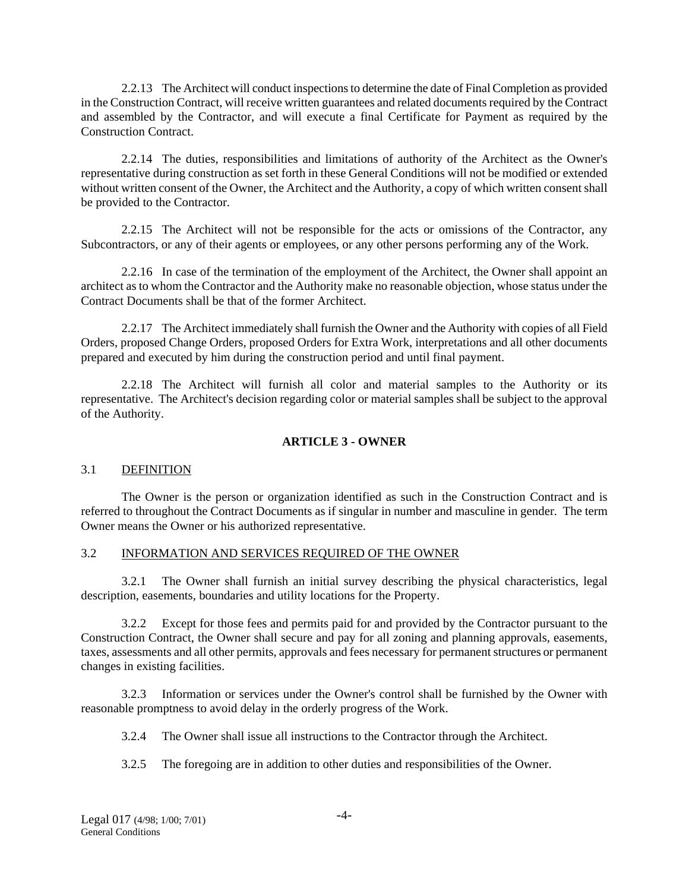2.2.13 The Architect will conduct inspections to determine the date of Final Completion as provided in the Construction Contract, will receive written guarantees and related documents required by the Contract and assembled by the Contractor, and will execute a final Certificate for Payment as required by the Construction Contract.

2.2.14 The duties, responsibilities and limitations of authority of the Architect as the Owner's representative during construction as set forth in these General Conditions will not be modified or extended without written consent of the Owner, the Architect and the Authority, a copy of which written consent shall be provided to the Contractor.

2.2.15 The Architect will not be responsible for the acts or omissions of the Contractor, any Subcontractors, or any of their agents or employees, or any other persons performing any of the Work.

2.2.16 In case of the termination of the employment of the Architect, the Owner shall appoint an architect as to whom the Contractor and the Authority make no reasonable objection, whose status under the Contract Documents shall be that of the former Architect.

2.2.17 The Architect immediately shall furnish the Owner and the Authority with copies of all Field Orders, proposed Change Orders, proposed Orders for Extra Work, interpretations and all other documents prepared and executed by him during the construction period and until final payment.

2.2.18 The Architect will furnish all color and material samples to the Authority or its representative. The Architect's decision regarding color or material samples shall be subject to the approval of the Authority.

## ARTICLE 3 - OWNER

### 3.1 DEFINITION

The Owner is the person or organization identified as such in the Construction Contract and is referred to throughout the Contract Documents as if singular in number and masculine in gender. The term Owner means the Owner or his authorized representative.

### 3.2 INFORMATION AND SERVICES REQUIRED OF THE OWNER

3.2.1 The Owner shall furnish an initial survey describing the physical characteristics, legal description, easements, boundaries and utility locations for the Property.

3.2.2 Except for those fees and permits paid for and provided by the Contractor pursuant to the Construction Contract, the Owner shall secure and pay for all zoning and planning approvals, easements, taxes, assessments and all other permits, approvals and fees necessary for permanent structures or permanent changes in existing facilities.

3.2.3 Information or services under the Owner's control shall be furnished by the Owner with reasonable promptness to avoid delay in the orderly progress of the Work.

3.2.4 The Owner shall issue all instructions to the Contractor through the Architect.

3.2.5 The foregoing are in addition to other duties and responsibilities of the Owner.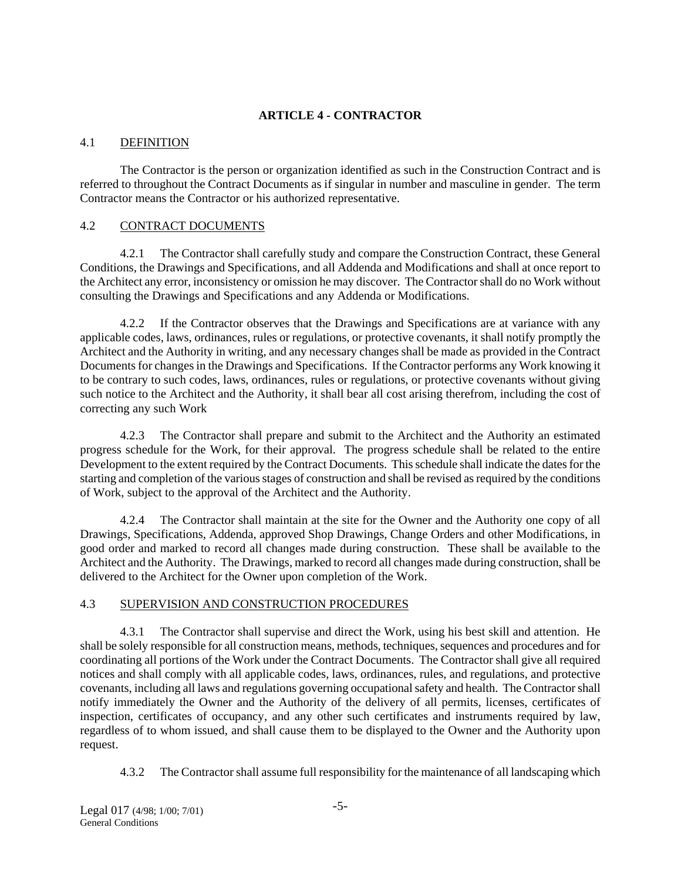## ARTICLE 4 - CONTRACTOR

### 4.1 DEFINITION

The Contractor is the person or organization identified as such in the Construction Contract and is referred to throughout the Contract Documents as if singular in number and masculine in gender. The term Contractor means the Contractor or his authorized representative.

### 4.2 CONTRACT DOCUMENTS

4.2.1 The Contractor shall carefully study and compare the Construction Contract, these General Conditions, the Drawings and Specifications, and all Addenda and Modifications and shall at once report to the Architect any error, inconsistency or omission he may discover. The Contractor shall do no Work without consulting the Drawings and Specifications and any Addenda or Modifications.

4.2.2 If the Contractor observes that the Drawings and Specifications are at variance with any applicable codes, laws, ordinances, rules or regulations, or protective covenants, it shall notify promptly the Architect and the Authority in writing, and any necessary changes shall be made as provided in the Contract Documents for changes in the Drawings and Specifications. If the Contractor performs any Work knowing it to be contrary to such codes, laws, ordinances, rules or regulations, or protective covenants without giving such notice to the Architect and the Authority, it shall bear all cost arising therefrom, including the cost of correcting any such Work

4.2.3 The Contractor shall prepare and submit to the Architect and the Authority an estimated progress schedule for the Work, for their approval. The progress schedule shall be related to the entire Development to the extent required by the Contract Documents. This schedule shall indicate the dates for the starting and completion of the various stages of construction and shall be revised as required by the conditions of Work, subject to the approval of the Architect and the Authority.

4.2.4 The Contractor shall maintain at the site for the Owner and the Authority one copy of all Drawings, Specifications, Addenda, approved Shop Drawings, Change Orders and other Modifications, in good order and marked to record all changes made during construction. These shall be available to the Architect and the Authority. The Drawings, marked to record all changes made during construction, shall be delivered to the Architect for the Owner upon completion of the Work.

### 4.3 SUPERVISION AND CONSTRUCTION PROCEDURES

4.3.1 The Contractor shall supervise and direct the Work, using his best skill and attention. He shall be solely responsible for all construction means, methods, techniques, sequences and procedures and for coordinating all portions of the Work under the Contract Documents. The Contractor shall give all required notices and shall comply with all applicable codes, laws, ordinances, rules, and regulations, and protective covenants, including all laws and regulations governing occupational safety and health. The Contractor shall notify immediately the Owner and the Authority of the delivery of all permits, licenses, certificates of inspection, certificates of occupancy, and any other such certificates and instruments required by law, regardless of to whom issued, and shall cause them to be displayed to the Owner and the Authority upon request.

4.3.2 The Contractor shall assume full responsibility for the maintenance of all landscaping which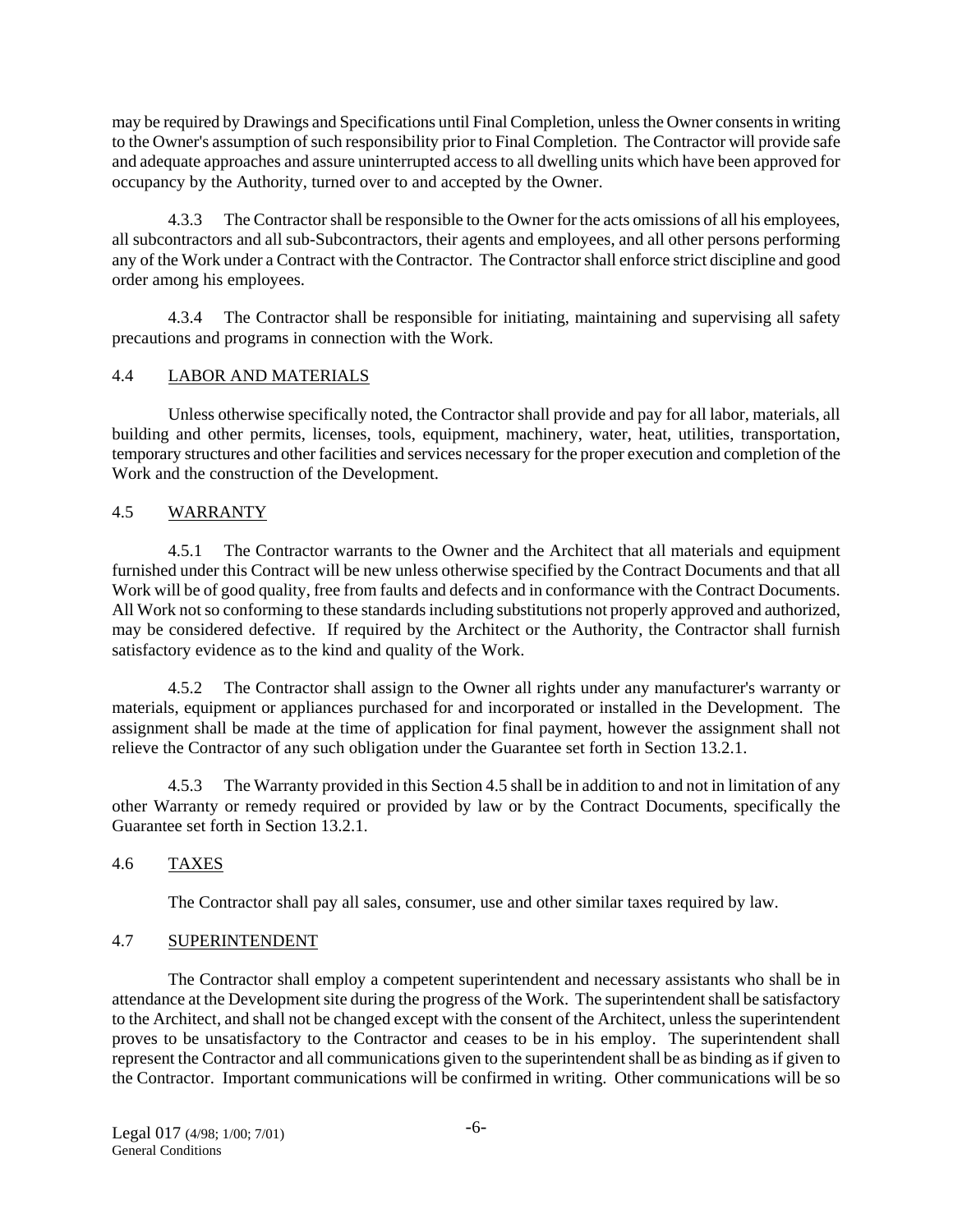may be required by Drawings and Specifications until Final Completion, unless the Owner consents in writing to the Owner's assumption of such responsibility prior to Final Completion. The Contractor will provide safe and adequate approaches and assure uninterrupted access to all dwelling units which have been approved for occupancy by the Authority, turned over to and accepted by the Owner.

4.3.3 The Contractor shall be responsible to the Owner for the acts omissions of all his employees, all subcontractors and all sub-Subcontractors, their agents and employees, and all other persons performing any of the Work under a Contract with the Contractor. The Contractor shall enforce strict discipline and good order among his employees.

4.3.4 The Contractor shall be responsible for initiating, maintaining and supervising all safety precautions and programs in connection with the Work.

## 4.4 LABOR AND MATERIALS

Unless otherwise specifically noted, the Contractor shall provide and pay for all labor, materials, all building and other permits, licenses, tools, equipment, machinery, water, heat, utilities, transportation, temporary structures and other facilities and services necessary for the proper execution and completion of the Work and the construction of the Development.

## 4.5 WARRANTY

4.5.1 The Contractor warrants to the Owner and the Architect that all materials and equipment furnished under this Contract will be new unless otherwise specified by the Contract Documents and that all Work will be of good quality, free from faults and defects and in conformance with the Contract Documents. All Work not so conforming to these standards including substitutions not properly approved and authorized, may be considered defective. If required by the Architect or the Authority, the Contractor shall furnish satisfactory evidence as to the kind and quality of the Work.

4.5.2 The Contractor shall assign to the Owner all rights under any manufacturer's warranty or materials, equipment or appliances purchased for and incorporated or installed in the Development. The assignment shall be made at the time of application for final payment, however the assignment shall not relieve the Contractor of any such obligation under the Guarantee set forth in Section 13.2.1.

4.5.3 The Warranty provided in this Section 4.5 shall be in addition to and not in limitation of any other Warranty or remedy required or provided by law or by the Contract Documents, specifically the Guarantee set forth in Section 13.2.1.

## 4.6 TAXES

The Contractor shall pay all sales, consumer, use and other similar taxes required by law.

## 4.7 SUPERINTENDENT

The Contractor shall employ a competent superintendent and necessary assistants who shall be in attendance at the Development site during the progress of the Work. The superintendent shall be satisfactory to the Architect, and shall not be changed except with the consent of the Architect, unless the superintendent proves to be unsatisfactory to the Contractor and ceases to be in his employ. The superintendent shall represent the Contractor and all communications given to the superintendent shall be as binding as if given to the Contractor. Important communications will be confirmed in writing. Other communications will be so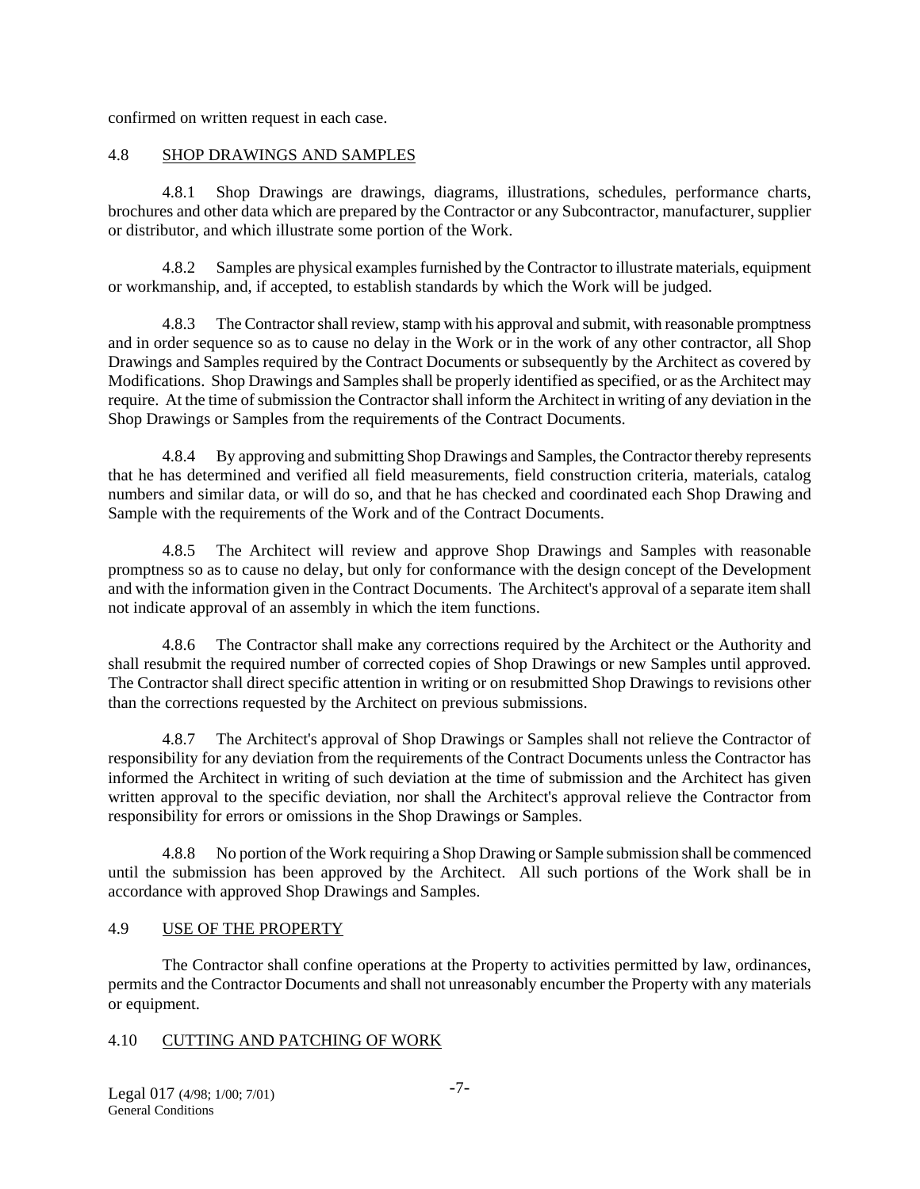confirmed on written request in each case.

## 4.8 SHOP DRAWINGS AND SAMPLES

4.8.1 Shop Drawings are drawings, diagrams, illustrations, schedules, performance charts, brochures and other data which are prepared by the Contractor or any Subcontractor, manufacturer, supplier or distributor, and which illustrate some portion of the Work.

4.8.2 Samples are physical examples furnished by the Contractor to illustrate materials, equipment or workmanship, and, if accepted, to establish standards by which the Work will be judged.

4.8.3 The Contractor shall review, stamp with his approval and submit, with reasonable promptness and in order sequence so as to cause no delay in the Work or in the work of any other contractor, all Shop Drawings and Samples required by the Contract Documents or subsequently by the Architect as covered by Modifications. Shop Drawings and Samples shall be properly identified as specified, or as the Architect may require. At the time of submission the Contractor shall inform the Architect in writing of any deviation in the Shop Drawings or Samples from the requirements of the Contract Documents.

4.8.4 By approving and submitting Shop Drawings and Samples, the Contractor thereby represents that he has determined and verified all field measurements, field construction criteria, materials, catalog numbers and similar data, or will do so, and that he has checked and coordinated each Shop Drawing and Sample with the requirements of the Work and of the Contract Documents.

4.8.5 The Architect will review and approve Shop Drawings and Samples with reasonable promptness so as to cause no delay, but only for conformance with the design concept of the Development and with the information given in the Contract Documents. The Architect's approval of a separate item shall not indicate approval of an assembly in which the item functions.

4.8.6 The Contractor shall make any corrections required by the Architect or the Authority and shall resubmit the required number of corrected copies of Shop Drawings or new Samples until approved. The Contractor shall direct specific attention in writing or on resubmitted Shop Drawings to revisions other than the corrections requested by the Architect on previous submissions.

4.8.7 The Architect's approval of Shop Drawings or Samples shall not relieve the Contractor of responsibility for any deviation from the requirements of the Contract Documents unless the Contractor has informed the Architect in writing of such deviation at the time of submission and the Architect has given written approval to the specific deviation, nor shall the Architect's approval relieve the Contractor from responsibility for errors or omissions in the Shop Drawings or Samples.

4.8.8 No portion of the Work requiring a Shop Drawing or Sample submission shall be commenced until the submission has been approved by the Architect. All such portions of the Work shall be in accordance with approved Shop Drawings and Samples.

## 4.9 USE OF THE PROPERTY

The Contractor shall confine operations at the Property to activities permitted by law, ordinances, permits and the Contractor Documents and shall not unreasonably encumber the Property with any materials or equipment.

## 4.10 CUTTING AND PATCHING OF WORK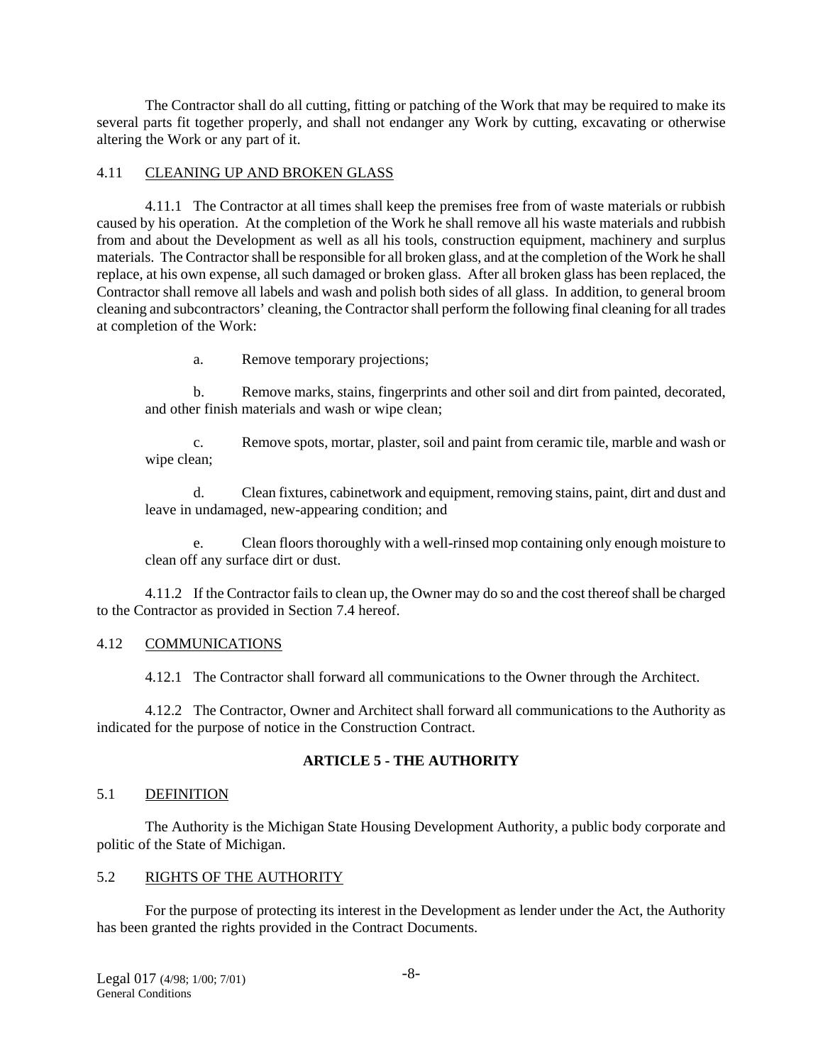The Contractor shall do all cutting, fitting or patching of the Work that may be required to make its several parts fit together properly, and shall not endanger any Work by cutting, excavating or otherwise altering the Work or any part of it.

4.11 CLEANING UP AND BROKEN GLASS

4.11.1 The Contractor at all times shall keep the premises free from of waste materials or rubbish caused by his operation. At the completion of the Work he shall remove all his waste materials and rubbish from and about the Development as well as all his tools, construction equipment, machinery and surplus materials. The Contractor shall be responsible for all broken glass, and at the completion of the Work he shall replace, at his own expense, all such damaged or broken glass. After all broken glass has been replaced, the Contractor shall remove all labels and wash and polish both sides of all glass. In addition, to general broom cleaning and subcontractors' cleaning, the Contractor shall perform the following final cleaning for all trades at completion of the Work:

a. Remove temporary projections;

b. Remove marks, stains, fingerprints and other soil and dirt from painted, decorated, and other finish materials and wash or wipe clean;

c. Remove spots, mortar, plaster, soil and paint from ceramic tile, marble and wash or wipe clean;

d. Clean fixtures, cabinetwork and equipment, removing stains, paint, dirt and dust and leave in undamaged, new-appearing condition; and

e. Clean floors thoroughly with a well-rinsed mop containing only enough moisture to clean off any surface dirt or dust.

4.11.2 If the Contractor fails to clean up, the Owner may do so and the cost thereof shall be charged to the Contractor as provided in Section 7.4 hereof.

4.12 COMMUNICATIONS

4.12.1 The Contractor shall forward all communications to the Owner through the Architect.

4.12.2 The Contractor, Owner and Architect shall forward all communications to the Authority as indicated for the purpose of notice in the Construction Contract.

## ARTICLE 5 - THE AUTHORITY

5.1 DEFINITION

The Authority is the Michigan State Housing Development Authority, a public body corporate and politic of the State of Michigan.

5.2 RIGHTS OF THE AUTHORITY

For the purpose of protecting its interest in the Development as lender under the Act, the Authority has been granted the rights provided in the Contract Documents.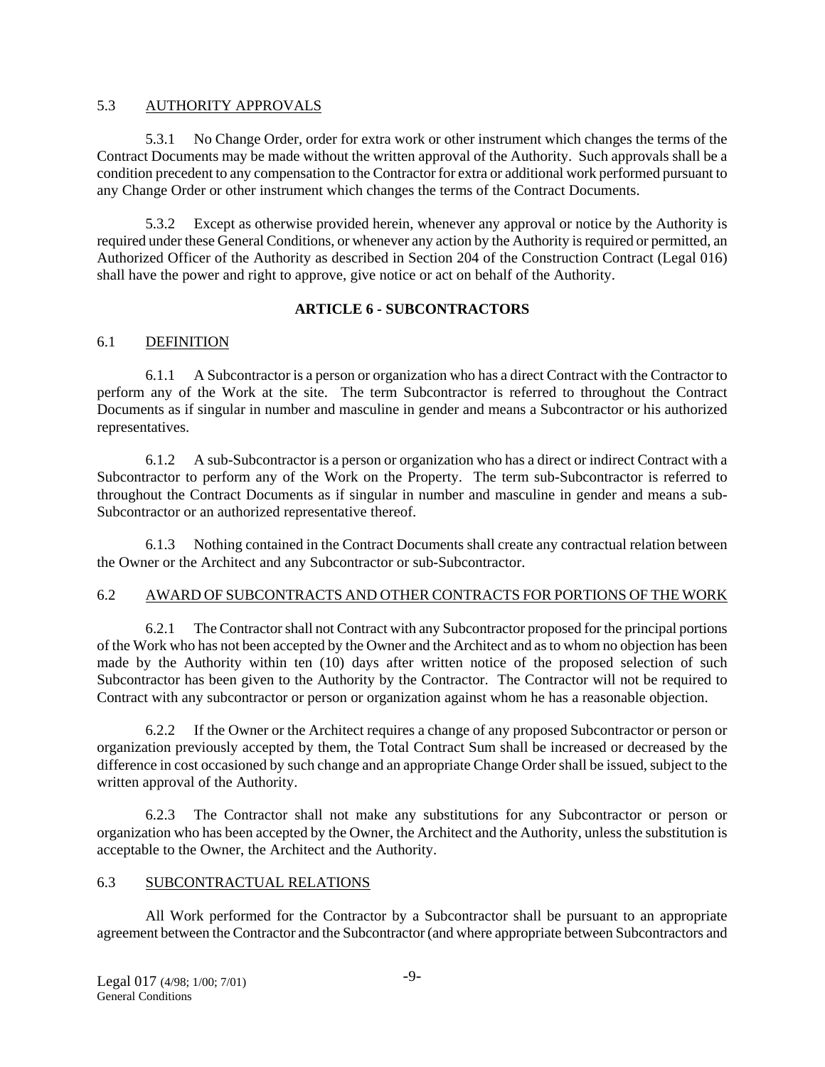## 5.3 AUTHORITY APPROVALS

5.3.1 No Change Order, order for extra work or other instrument which changes the terms of the Contract Documents may be made without the written approval of the Authority. Such approvals shall be a condition precedent to any compensation to the Contractor for extra or additional work performed pursuant to any Change Order or other instrument which changes the terms of the Contract Documents.

5.3.2 Except as otherwise provided herein, whenever any approval or notice by the Authority is required under these General Conditions, or whenever any action by the Authority is required or permitted, an Authorized Officer of the Authority as described in Section 204 of the Construction Contract (Legal 016) shall have the power and right to approve, give notice or act on behalf of the Authority.

# ARTICLE 6 - SUBCONTRACTORS

## 6.1 DEFINITION

6.1.1 A Subcontractor is a person or organization who has a direct Contract with the Contractor to perform any of the Work at the site. The term Subcontractor is referred to throughout the Contract Documents as if singular in number and masculine in gender and means a Subcontractor or his authorized representatives.

6.1.2 A sub-Subcontractor is a person or organization who has a direct or indirect Contract with a Subcontractor to perform any of the Work on the Property. The term sub-Subcontractor is referred to throughout the Contract Documents as if singular in number and masculine in gender and means a sub-Subcontractor or an authorized representative thereof.

6.1.3 Nothing contained in the Contract Documents shall create any contractual relation between the Owner or the Architect and any Subcontractor or sub-Subcontractor.

## 6.2 AWARD OF SUBCONTRACTS AND OTHER CONTRACTS FOR PORTIONS OF THE WORK

6.2.1 The Contractor shall not Contract with any Subcontractor proposed for the principal portions of the Work who has not been accepted by the Owner and the Architect and as to whom no objection has been made by the Authority within ten (10) days after written notice of the proposed selection of such Subcontractor has been given to the Authority by the Contractor. The Contractor will not be required to Contract with any subcontractor or person or organization against whom he has a reasonable objection.

6.2.2 If the Owner or the Architect requires a change of any proposed Subcontractor or person or organization previously accepted by them, the Total Contract Sum shall be increased or decreased by the difference in cost occasioned by such change and an appropriate Change Order shall be issued, subject to the written approval of the Authority.

6.2.3 The Contractor shall not make any substitutions for any Subcontractor or person or organization who has been accepted by the Owner, the Architect and the Authority, unless the substitution is acceptable to the Owner, the Architect and the Authority.

## 6.3 SUBCONTRACTUAL RELATIONS

All Work performed for the Contractor by a Subcontractor shall be pursuant to an appropriate agreement between the Contractor and the Subcontractor (and where appropriate between Subcontractors and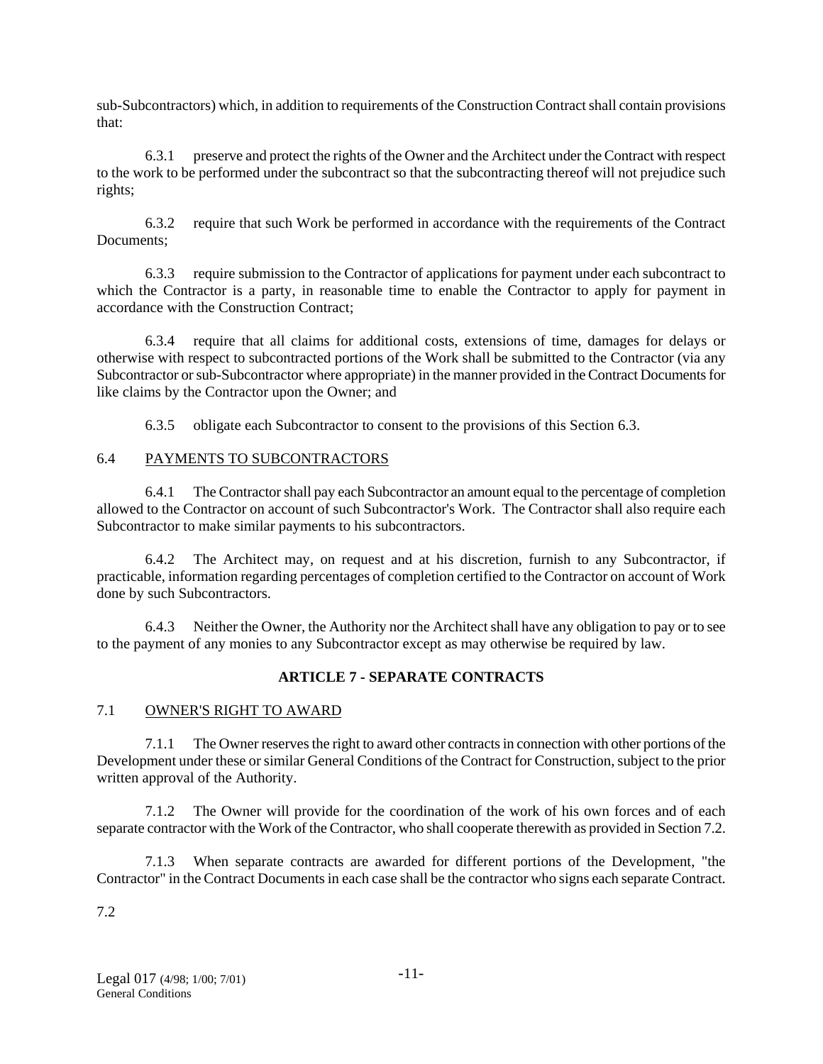sub-Subcontractors) which, in addition to requirements of the Construction Contract shall contain provisions that:

6.3.1 preserve and protect the rights of the Owner and the Architect under the Contract with respect to the work to be performed under the subcontract so that the subcontracting thereof will not prejudice such rights;

6.3.2 require that such Work be performed in accordance with the requirements of the Contract Documents;

6.3.3 require submission to the Contractor of applications for payment under each subcontract to which the Contractor is a party, in reasonable time to enable the Contractor to apply for payment in accordance with the Construction Contract;

6.3.4 require that all claims for additional costs, extensions of time, damages for delays or otherwise with respect to subcontracted portions of the Work shall be submitted to the Contractor (via any Subcontractor or sub-Subcontractor where appropriate) in the manner provided in the Contract Documents for like claims by the Contractor upon the Owner; and

6.3.5 obligate each Subcontractor to consent to the provisions of this Section 6.3.

6.4 PAYMENTS TO SUBCONTRACTORS

6.4.1 The Contractor shall pay each Subcontractor an amount equal to the percentage of completion allowed to the Contractor on account of such Subcontractor's Work. The Contractor shall also require each Subcontractor to make similar payments to his subcontractors.

6.4.2 The Architect may, on request and at his discretion, furnish to any Subcontractor, if practicable, information regarding percentages of completion certified to the Contractor on account of Work done by such Subcontractors.

6.4.3 Neither the Owner, the Authority nor the Architect shall have any obligation to pay or to see to the payment of any monies to any Subcontractor except as may otherwise be required by law.

## ARTICLE 7 - SEPARATE CONTRACTS

7.1 OWNER'S RIGHT TO AWARD

7.1.1 The Owner reserves the right to award other contracts in connection with other portions of the Development under these or similar General Conditions of the Contract for Construction, subject to the prior written approval of the Authority.

7.1.2 The Owner will provide for the coordination of the work of his own forces and of each separate contractor with the Work of the Contractor, who shall cooperate therewith as provided in Section 7.2.

7.1.3 When separate contracts are awarded for different portions of the Development, "the Contractor" in the Contract Documents in each case shall be the contractor who signs each separate Contract.

7.2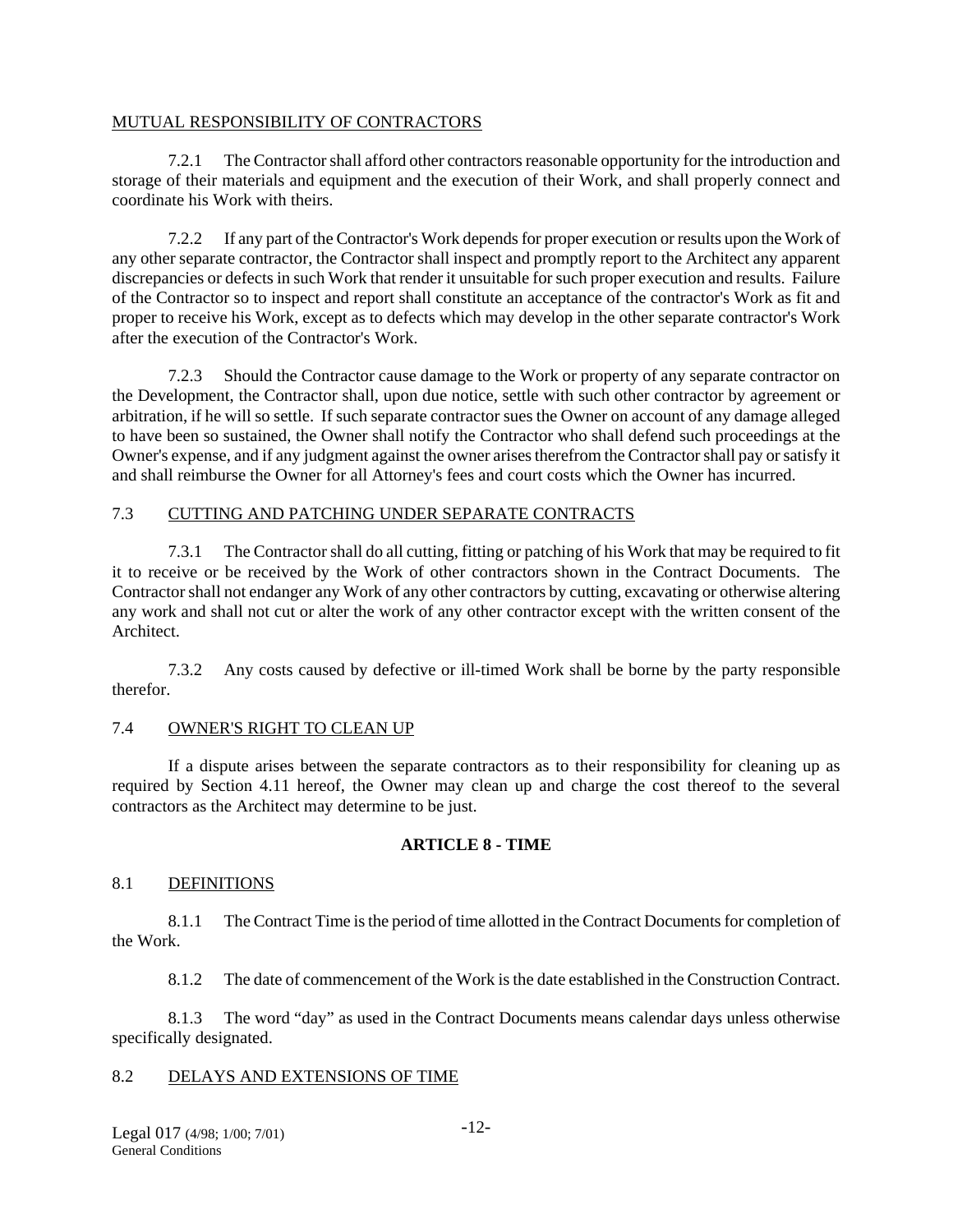MUTUAL RESPONSIBILITY OF CONTRACTORS

7.2.1 The Contractor shall afford other contractors reasonable opportunity for the introduction and storage of their materials and equipment and the execution of their Work, and shall properly connect and coordinate his Work with theirs.

7.2.2 If any part of the Contractor's Work depends for proper execution or results upon the Work of any other separate contractor, the Contractor shall inspect and promptly report to the Architect any apparent discrepancies or defects in such Work that render it unsuitable for such proper execution and results. Failure of the Contractor so to inspect and report shall constitute an acceptance of the contractor's Work as fit and proper to receive his Work, except as to defects which may develop in the other separate contractor's Work after the execution of the Contractor's Work.

7.2.3 Should the Contractor cause damage to the Work or property of any separate contractor on the Development, the Contractor shall, upon due notice, settle with such other contractor by agreement or arbitration, if he will so settle. If such separate contractor sues the Owner on account of any damage alleged to have been so sustained, the Owner shall notify the Contractor who shall defend such proceedings at the Owner's expense, and if any judgment against the owner arises therefrom the Contractor shall pay or satisfy it and shall reimburse the Owner for all Attorney's fees and court costs which the Owner has incurred.

7.3 CUTTING AND PATCHING UNDER SEPARATE CONTRACTS

7.3.1 The Contractor shall do all cutting, fitting or patching of his Work that may be required to fit it to receive or be received by the Work of other contractors shown in the Contract Documents. The Contractor shall not endanger any Work of any other contractors by cutting, excavating or otherwise altering any work and shall not cut or alter the work of any other contractor except with the written consent of the Architect.

7.3.2 Any costs caused by defective or ill-timed Work shall be borne by the party responsible therefor.

7.4 OWNER'S RIGHT TO CLEAN UP

If a dispute arises between the separate contractors as to their responsibility for cleaning up as required by Section 4.11 hereof, the Owner may clean up and charge the cost thereof to the several contractors as the Architect may determine to be just.

## ARTICLE 8 - TIME

8.1 DEFINITIONS

8.1.1 The Contract Time is the period of time allotted in the Contract Documents for completion of the Work.

8.1.2 The date of commencement of the Work is the date established in the Construction Contract.

8.1.3 The word "day" as used in the Contract Documents means calendar days unless otherwise specifically designated.

8.2 DELAYS AND EXTENSIONS OF TIME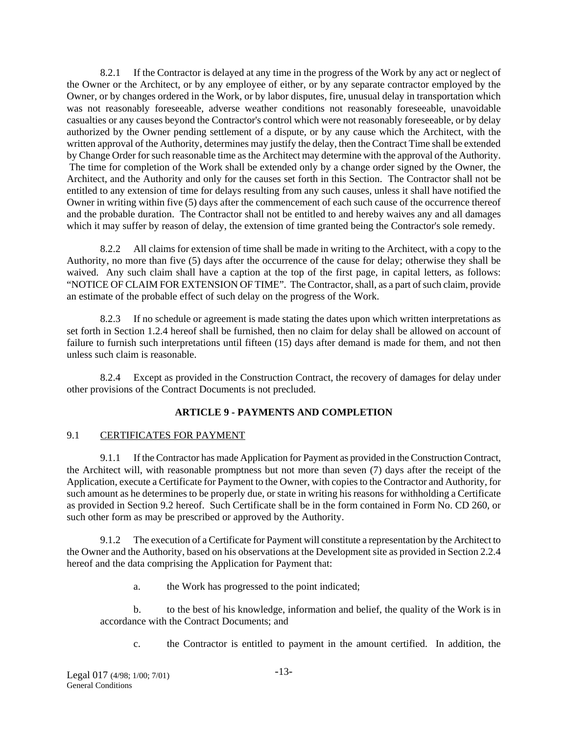8.2.1 If the Contractor is delayed at any time in the progress of the Work by any act or neglect of the Owner or the Architect, or by any employee of either, or by any separate contractor employed by the Owner, or by changes ordered in the Work, or by labor disputes, fire, unusual delay in transportation which was not reasonably foreseeable, adverse weather conditions not reasonably foreseeable, unavoidable casualties or any causes beyond the Contractor's control which were not reasonably foreseeable, or by delay authorized by the Owner pending settlement of a dispute, or by any cause which the Architect, with the written approval of the Authority, determines may justify the delay, then the Contract Time shall be extended by Change Order for such reasonable time as the Architect may determine with the approval of the Authority. The time for completion of the Work shall be extended only by a change order signed by the Owner, the Architect, and the Authority and only for the causes set forth in this Section. The Contractor shall not be entitled to any extension of time for delays resulting from any such causes, unless it shall have notified the Owner in writing within five (5) days after the commencement of each such cause of the occurrence thereof and the probable duration. The Contractor shall not be entitled to and hereby waives any and all damages which it may suffer by reason of delay, the extension of time granted being the Contractor's sole remedy.

8.2.2 All claims for extension of time shall be made in writing to the Architect, with a copy to the Authority, no more than five (5) days after the occurrence of the cause for delay; otherwise they shall be waived. Any such claim shall have a caption at the top of the first page, in capital letters, as follows: "NOTICE OF CLAIM FOR EXTENSION OF TIME". The Contractor, shall, as a part of such claim, provide an estimate of the probable effect of such delay on the progress of the Work.

8.2.3 If no schedule or agreement is made stating the dates upon which written interpretations as set forth in Section 1.2.4 hereof shall be furnished, then no claim for delay shall be allowed on account of failure to furnish such interpretations until fifteen (15) days after demand is made for them, and not then unless such claim is reasonable.

8.2.4 Except as provided in the Construction Contract, the recovery of damages for delay under other provisions of the Contract Documents is not precluded.

## ARTICLE 9 - PAYMENTS AND COMPLETION

9.1 CERTIFICATES FOR PAYMENT

9.1.1 If the Contractor has made Application for Payment as provided in the Construction Contract, the Architect will, with reasonable promptness but not more than seven (7) days after the receipt of the Application, execute a Certificate for Payment to the Owner, with copies to the Contractor and Authority, for such amount as he determines to be properly due, or state in writing his reasons for withholding a Certificate as provided in Section 9.2 hereof. Such Certificate shall be in the form contained in Form No. CD 260, or such other form as may be prescribed or approved by the Authority.

9.1.2 The execution of a Certificate for Payment will constitute a representation by the Architect to the Owner and the Authority, based on his observations at the Development site as provided in Section 2.2.4 hereof and the data comprising the Application for Payment that:

a. the Work has progressed to the point indicated;

b. to the best of his knowledge, information and belief, the quality of the Work is in accordance with the Contract Documents; and

c. the Contractor is entitled to payment in the amount certified. In addition, the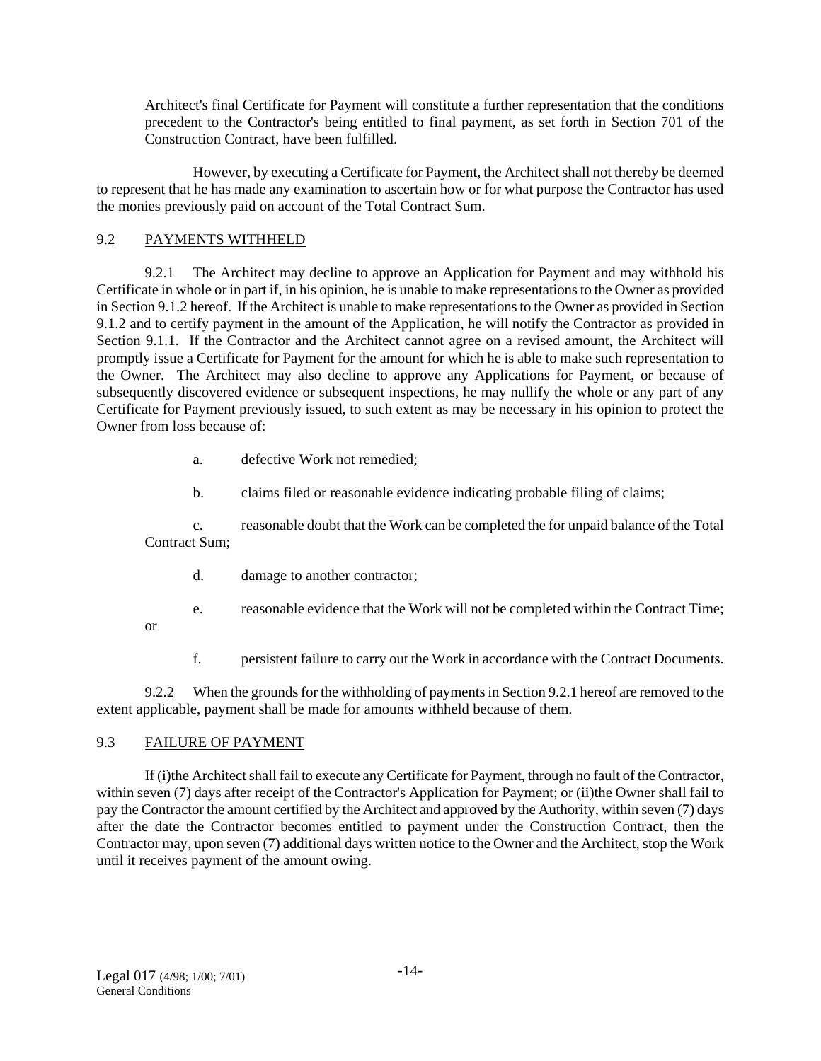Architect's final Certificate for Payment will constitute a further representation that the conditions precedent to the Contractor's being entitled to final payment, as set forth in Section 701 of the Construction Contract, have been fulfilled.

However, by executing a Certificate for Payment, the Architect shall not thereby be deemed to represent that he has made any examination to ascertain how or for what purpose the Contractor has used the monies previously paid on account of the Total Contract Sum.

## 9.2 PAYMENTS WITHHELD

9.2.1 The Architect may decline to approve an Application for Payment and may withhold his Certificate in whole or in part if, in his opinion, he is unable to make representations to the Owner as provided in Section 9.1.2 hereof. If the Architect is unable to make representations to the Owner as provided in Section 9.1.2 and to certify payment in the amount of the Application, he will notify the Contractor as provided in Section 9.1.1. If the Contractor and the Architect cannot agree on a revised amount, the Architect will promptly issue a Certificate for Payment for the amount for which he is able to make such representation to the Owner. The Architect may also decline to approve any Applications for Payment, or because of subsequently discovered evidence or subsequent inspections, he may nullify the whole or any part of any Certificate for Payment previously issued, to such extent as may be necessary in his opinion to protect the Owner from loss because of:

a. defective Work not remedied;

b. claims filed or reasonable evidence indicating probable filing of claims;

c. reasonable doubt that the Work can be completed the for unpaid balance of the Total Contract Sum;

d. damage to another contractor;

e. reasonable evidence that the Work will not be completed within the Contract Time; or

f. persistent failure to carry out the Work in accordance with the Contract Documents.

9.2.2 When the grounds for the withholding of payments in Section 9.2.1 hereof are removed to the extent applicable, payment shall be made for amounts withheld because of them.

## 9.3 FAILURE OF PAYMENT

If (i)the Architect shall fail to execute any Certificate for Payment, through no fault of the Contractor, within seven (7) days after receipt of the Contractor's Application for Payment; or (ii)the Owner shall fail to pay the Contractor the amount certified by the Architect and approved by the Authority, within seven (7) days after the date the Contractor becomes entitled to payment under the Construction Contract, then the Contractor may, upon seven (7) additional days written notice to the Owner and the Architect, stop the Work until it receives payment of the amount owing.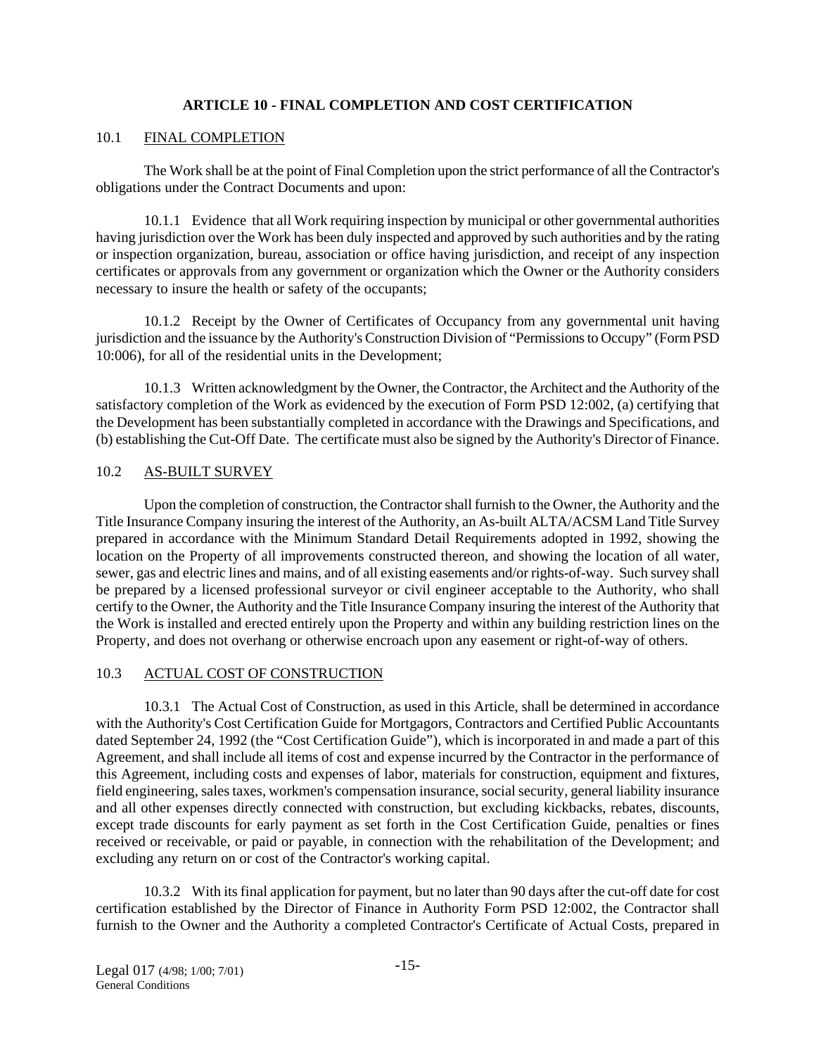## ARTICLE 10 - FINAL COMPLETION AND COST CERTIFICATION

### 10.1 FINAL COMPLETION

The Work shall be at the point of Final Completion upon the strict performance of all the Contractor's obligations under the Contract Documents and upon:

10.1.1 Evidence that all Work requiring inspection by municipal or other governmental authorities having jurisdiction over the Work has been duly inspected and approved by such authorities and by the rating or inspection organization, bureau, association or office having jurisdiction, and receipt of any inspection certificates or approvals from any government or organization which the Owner or the Authority considers necessary to insure the health or safety of the occupants;

10.1.2 Receipt by the Owner of Certificates of Occupancy from any governmental unit having jurisdiction and the issuance by the Authority's Construction Division of "Permissions to Occupy" (Form PSD 10:006), for all of the residential units in the Development;

10.1.3 Written acknowledgment by the Owner, the Contractor, the Architect and the Authority of the satisfactory completion of the Work as evidenced by the execution of Form PSD 12:002, (a) certifying that the Development has been substantially completed in accordance with the Drawings and Specifications, and (b) establishing the Cut-Off Date. The certificate must also be signed by the Authority's Director of Finance.

### 10.2 AS-BUILT SURVEY

Upon the completion of construction, the Contractor shall furnish to the Owner, the Authority and the Title Insurance Company insuring the interest of the Authority, an As-built ALTA/ACSM Land Title Survey prepared in accordance with the Minimum Standard Detail Requirements adopted in 1992, showing the location on the Property of all improvements constructed thereon, and showing the location of all water, sewer, gas and electric lines and mains, and of all existing easements and/or rights-of-way. Such survey shall be prepared by a licensed professional surveyor or civil engineer acceptable to the Authority, who shall certify to the Owner, the Authority and the Title Insurance Company insuring the interest of the Authority that the Work is installed and erected entirely upon the Property and within any building restriction lines on the Property, and does not overhang or otherwise encroach upon any easement or right-of-way of others.

### 10.3 ACTUAL COST OF CONSTRUCTION

10.3.1 The Actual Cost of Construction, as used in this Article, shall be determined in accordance with the Authority's Cost Certification Guide for Mortgagors, Contractors and Certified Public Accountants dated September 24, 1992 (the "Cost Certification Guide"), which is incorporated in and made a part of this Agreement, and shall include all items of cost and expense incurred by the Contractor in the performance of this Agreement, including costs and expenses of labor, materials for construction, equipment and fixtures, field engineering, sales taxes, workmen's compensation insurance, social security, general liability insurance and all other expenses directly connected with construction, but excluding kickbacks, rebates, discounts, except trade discounts for early payment as set forth in the Cost Certification Guide, penalties or fines received or receivable, or paid or payable, in connection with the rehabilitation of the Development; and excluding any return on or cost of the Contractor's working capital.

10.3.2 With its final application for payment, but no later than 90 days after the cut-off date for cost certification established by the Director of Finance in Authority Form PSD 12:002, the Contractor shall furnish to the Owner and the Authority a completed Contractor's Certificate of Actual Costs, prepared in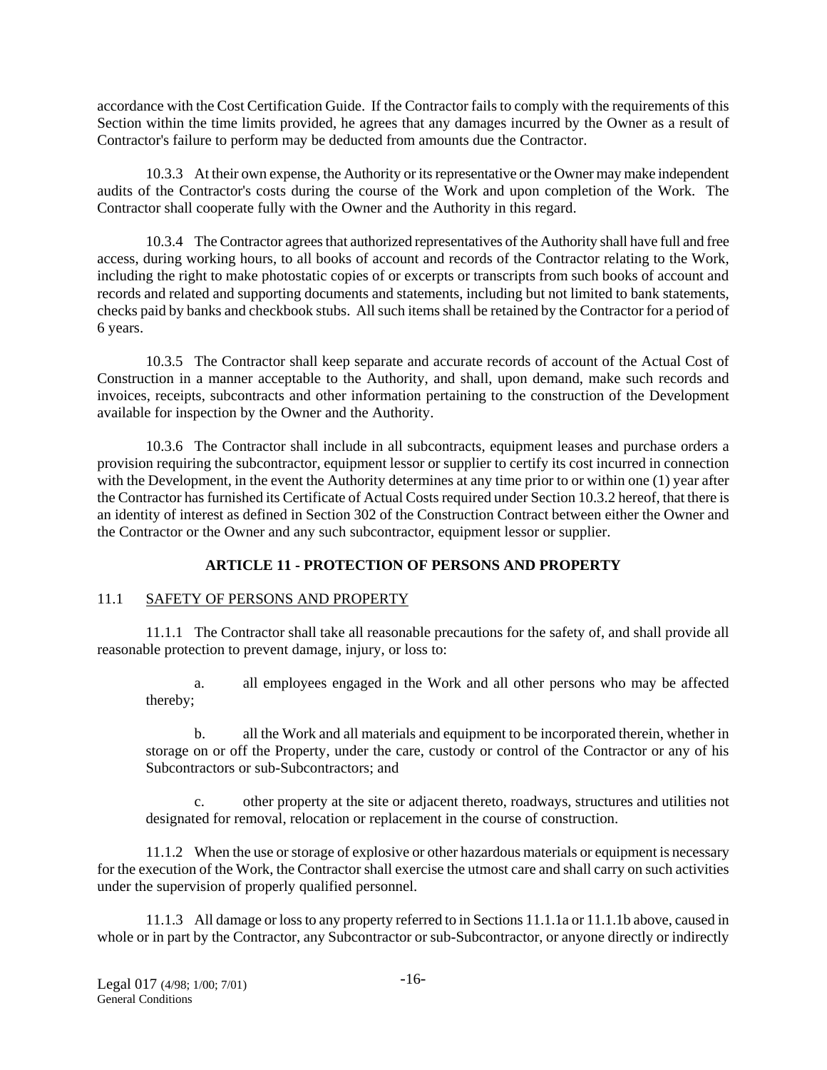accordance with the Cost Certification Guide. If the Contractor fails to comply with the requirements of this Section within the time limits provided, he agrees that any damages incurred by the Owner as a result of Contractor's failure to perform may be deducted from amounts due the Contractor.

10.3.3 At their own expense, the Authority or its representative or the Owner may make independent audits of the Contractor's costs during the course of the Work and upon completion of the Work. The Contractor shall cooperate fully with the Owner and the Authority in this regard.

10.3.4 The Contractor agrees that authorized representatives of the Authority shall have full and free access, during working hours, to all books of account and records of the Contractor relating to the Work, including the right to make photostatic copies of or excerpts or transcripts from such books of account and records and related and supporting documents and statements, including but not limited to bank statements, checks paid by banks and checkbook stubs. All such items shall be retained by the Contractor for a period of 6 years.

10.3.5 The Contractor shall keep separate and accurate records of account of the Actual Cost of Construction in a manner acceptable to the Authority, and shall, upon demand, make such records and invoices, receipts, subcontracts and other information pertaining to the construction of the Development available for inspection by the Owner and the Authority.

10.3.6 The Contractor shall include in all subcontracts, equipment leases and purchase orders a provision requiring the subcontractor, equipment lessor or supplier to certify its cost incurred in connection with the Development, in the event the Authority determines at any time prior to or within one (1) year after the Contractor has furnished its Certificate of Actual Costs required under Section 10.3.2 hereof, that there is an identity of interest as defined in Section 302 of the Construction Contract between either the Owner and the Contractor or the Owner and any such subcontractor, equipment lessor or supplier.

## ARTICLE 11 - PROTECTION OF PERSONS AND PROPERTY

### 11.1 SAFETY OF PERSONS AND PROPERTY

11.1.1 The Contractor shall take all reasonable precautions for the safety of, and shall provide all reasonable protection to prevent damage, injury, or loss to:

a. all employees engaged in the Work and all other persons who may be affected thereby;

b. all the Work and all materials and equipment to be incorporated therein, whether in storage on or off the Property, under the care, custody or control of the Contractor or any of his Subcontractors or sub-Subcontractors; and

c. other property at the site or adjacent thereto, roadways, structures and utilities not designated for removal, relocation or replacement in the course of construction.

11.1.2 When the use or storage of explosive or other hazardous materials or equipment is necessary for the execution of the Work, the Contractor shall exercise the utmost care and shall carry on such activities under the supervision of properly qualified personnel.

11.1.3 All damage or loss to any property referred to in Sections 11.1.1a or 11.1.1b above, caused in whole or in part by the Contractor, any Subcontractor or sub-Subcontractor, or anyone directly or indirectly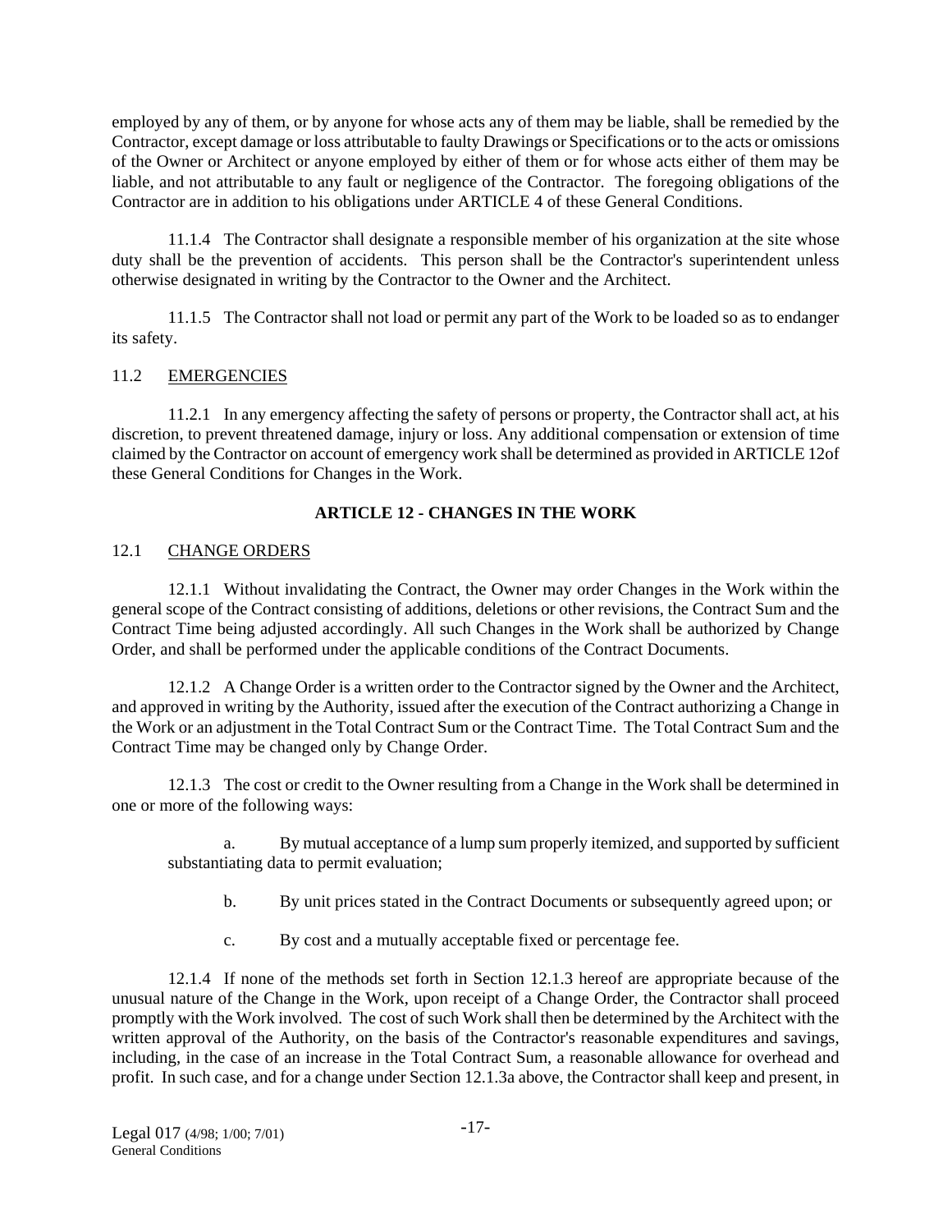employed by any of them, or by anyone for whose acts any of them may be liable, shall be remedied by the Contractor, except damage or loss attributable to faulty Drawings or Specifications or to the acts or omissions of the Owner or Architect or anyone employed by either of them or for whose acts either of them may be liable, and not attributable to any fault or negligence of the Contractor. The foregoing obligations of the Contractor are in addition to his obligations under ARTICLE 4 of these General Conditions.

11.1.4 The Contractor shall designate a responsible member of his organization at the site whose duty shall be the prevention of accidents. This person shall be the Contractor's superintendent unless otherwise designated in writing by the Contractor to the Owner and the Architect.

11.1.5 The Contractor shall not load or permit any part of the Work to be loaded so as to endanger its safety.

11.2 EMERGENCIES

11.2.1 In any emergency affecting the safety of persons or property, the Contractor shall act, at his discretion, to prevent threatened damage, injury or loss. Any additional compensation or extension of time claimed by the Contractor on account of emergency work shall be determined as provided in ARTICLE 12of these General Conditions for Changes in the Work.

## ARTICLE 12 - CHANGES IN THE WORK

12.1 CHANGE ORDERS

12.1.1 Without invalidating the Contract, the Owner may order Changes in the Work within the general scope of the Contract consisting of additions, deletions or other revisions, the Contract Sum and the Contract Time being adjusted accordingly. All such Changes in the Work shall be authorized by Change Order, and shall be performed under the applicable conditions of the Contract Documents.

12.1.2 A Change Order is a written order to the Contractor signed by the Owner and the Architect, and approved in writing by the Authority, issued after the execution of the Contract authorizing a Change in the Work or an adjustment in the Total Contract Sum or the Contract Time. The Total Contract Sum and the Contract Time may be changed only by Change Order.

12.1.3 The cost or credit to the Owner resulting from a Change in the Work shall be determined in one or more of the following ways:

a. By mutual acceptance of a lump sum properly itemized, and supported by sufficient substantiating data to permit evaluation;

b. By unit prices stated in the Contract Documents or subsequently agreed upon; or

c. By cost and a mutually acceptable fixed or percentage fee.

12.1.4 If none of the methods set forth in Section 12.1.3 hereof are appropriate because of the unusual nature of the Change in the Work, upon receipt of a Change Order, the Contractor shall proceed promptly with the Work involved. The cost of such Work shall then be determined by the Architect with the written approval of the Authority, on the basis of the Contractor's reasonable expenditures and savings, including, in the case of an increase in the Total Contract Sum, a reasonable allowance for overhead and profit. In such case, and for a change under Section 12.1.3a above, the Contractor shall keep and present, in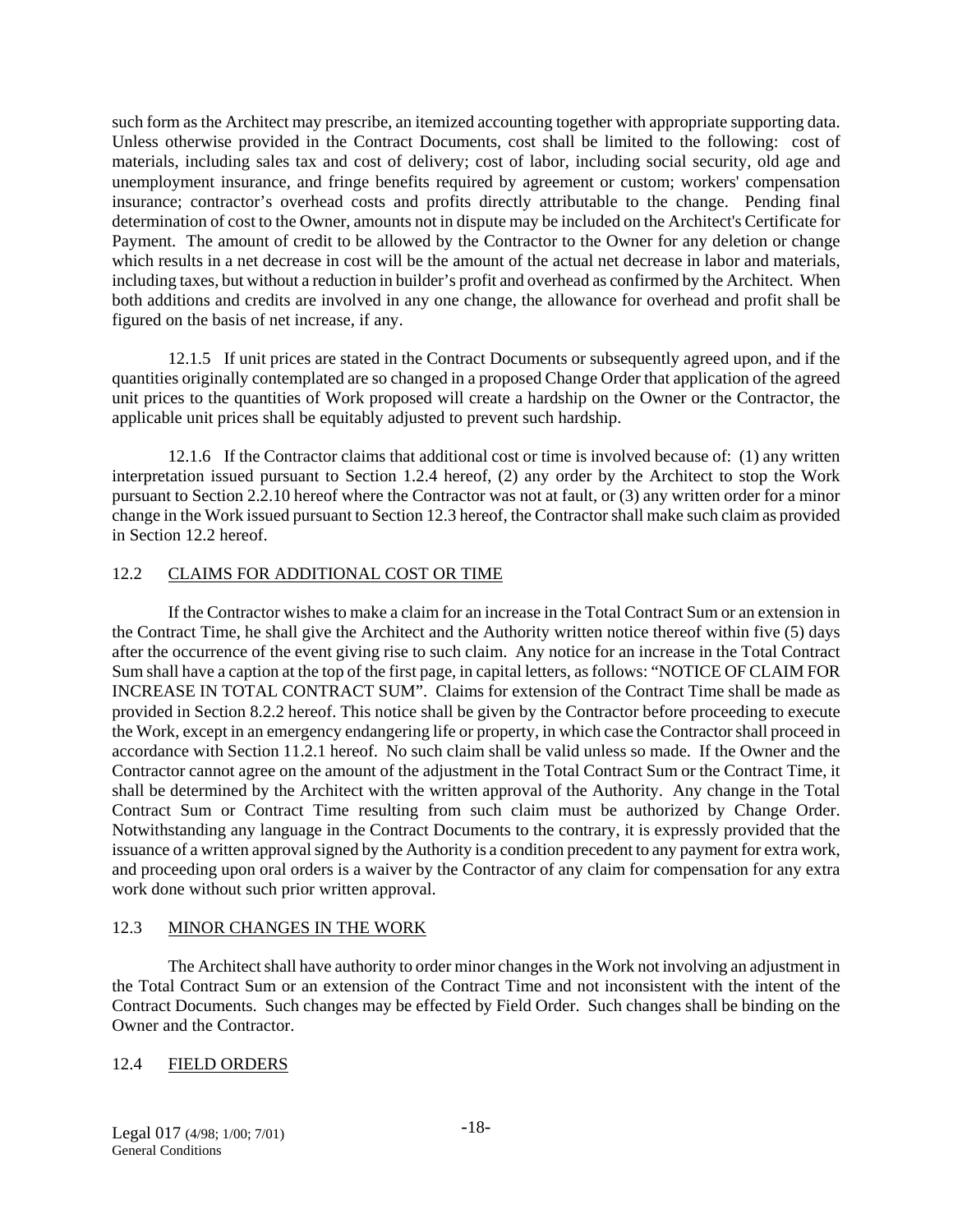such form as the Architect may prescribe, an itemized accounting together with appropriate supporting data. Unless otherwise provided in the Contract Documents, cost shall be limited to the following: cost of materials, including sales tax and cost of delivery; cost of labor, including social security, old age and unemployment insurance, and fringe benefits required by agreement or custom; workers' compensation insurance; contractor's overhead costs and profits directly attributable to the change. Pending final determination of cost to the Owner, amounts not in dispute may be included on the Architect's Certificate for Payment. The amount of credit to be allowed by the Contractor to the Owner for any deletion or change which results in a net decrease in cost will be the amount of the actual net decrease in labor and materials, including taxes, but without a reduction in builder's profit and overhead as confirmed by the Architect. When both additions and credits are involved in any one change, the allowance for overhead and profit shall be figured on the basis of net increase, if any.

12.1.5 If unit prices are stated in the Contract Documents or subsequently agreed upon, and if the quantities originally contemplated are so changed in a proposed Change Order that application of the agreed unit prices to the quantities of Work proposed will create a hardship on the Owner or the Contractor, the applicable unit prices shall be equitably adjusted to prevent such hardship.

12.1.6 If the Contractor claims that additional cost or time is involved because of: (1) any written interpretation issued pursuant to Section 1.2.4 hereof, (2) any order by the Architect to stop the Work pursuant to Section 2.2.10 hereof where the Contractor was not at fault, or (3) any written order for a minor change in the Work issued pursuant to Section 12.3 hereof, the Contractor shall make such claim as provided in Section 12.2 hereof.

## 12.2 CLAIMS FOR ADDITIONAL COST OR TIME

If the Contractor wishes to make a claim for an increase in the Total Contract Sum or an extension in the Contract Time, he shall give the Architect and the Authority written notice thereof within five (5) days after the occurrence of the event giving rise to such claim. Any notice for an increase in the Total Contract Sum shall have a caption at the top of the first page, in capital letters, as follows: "NOTICE OF CLAIM FOR INCREASE IN TOTAL CONTRACT SUM". Claims for extension of the Contract Time shall be made as provided in Section 8.2.2 hereof. This notice shall be given by the Contractor before proceeding to execute the Work, except in an emergency endangering life or property, in which case the Contractor shall proceed in accordance with Section 11.2.1 hereof. No such claim shall be valid unless so made. If the Owner and the Contractor cannot agree on the amount of the adjustment in the Total Contract Sum or the Contract Time, it shall be determined by the Architect with the written approval of the Authority. Any change in the Total Contract Sum or Contract Time resulting from such claim must be authorized by Change Order. Notwithstanding any language in the Contract Documents to the contrary, it is expressly provided that the issuance of a written approval signed by the Authority is a condition precedent to any payment for extra work, and proceeding upon oral orders is a waiver by the Contractor of any claim for compensation for any extra work done without such prior written approval.

## 12.3 MINOR CHANGES IN THE WORK

The Architect shall have authority to order minor changes in the Work not involving an adjustment in the Total Contract Sum or an extension of the Contract Time and not inconsistent with the intent of the Contract Documents. Such changes may be effected by Field Order. Such changes shall be binding on the Owner and the Contractor.

## 12.4 FIELD ORDERS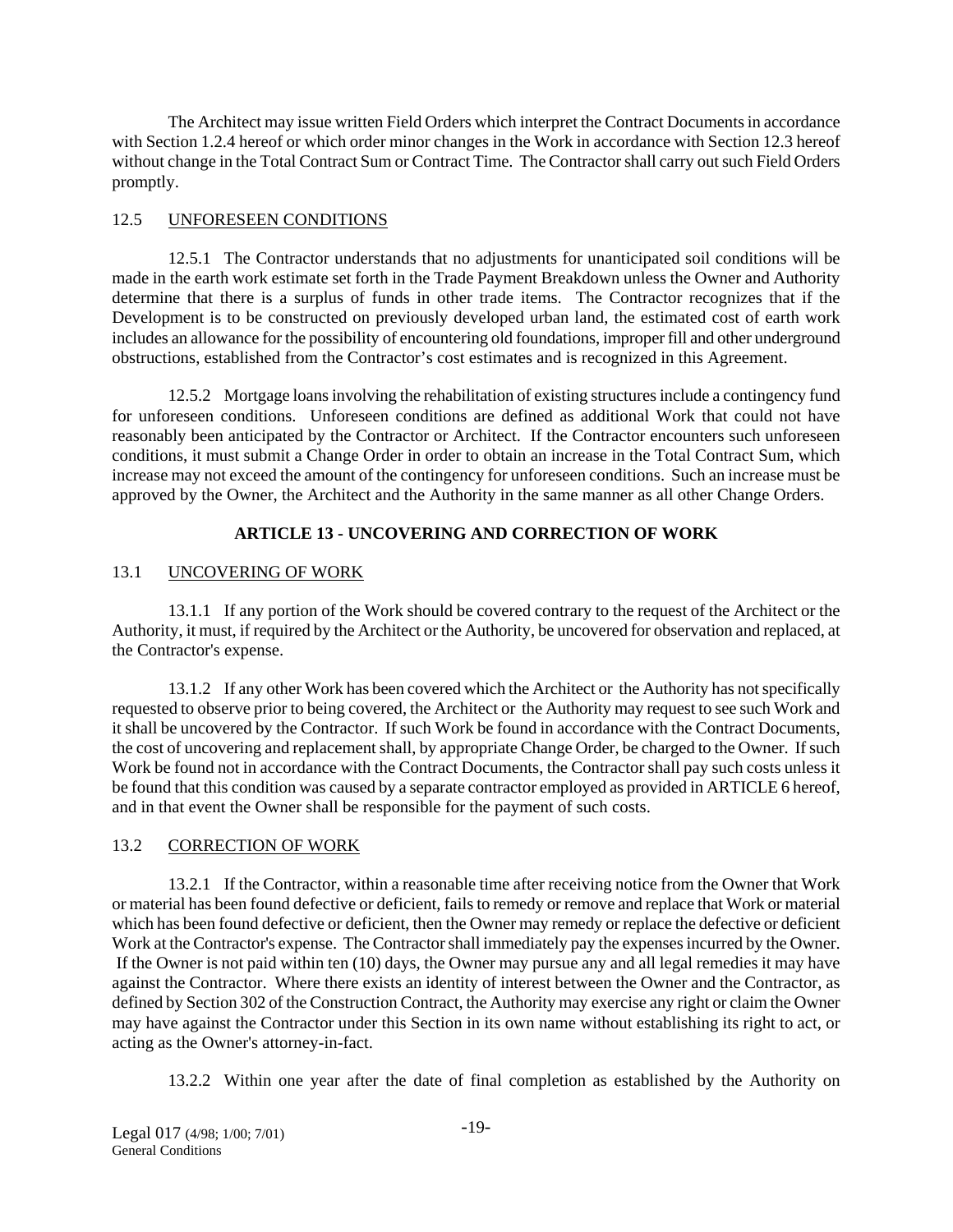The Architect may issue written Field Orders which interpret the Contract Documents in accordance with Section 1.2.4 hereof or which order minor changes in the Work in accordance with Section 12.3 hereof without change in the Total Contract Sum or Contract Time. The Contractor shall carry out such Field Orders promptly.

### 12.5 UNFORESEEN CONDITIONS

12.5.1 The Contractor understands that no adjustments for unanticipated soil conditions will be made in the earth work estimate set forth in the Trade Payment Breakdown unless the Owner and Authority determine that there is a surplus of funds in other trade items. The Contractor recognizes that if the Development is to be constructed on previously developed urban land, the estimated cost of earth work includes an allowance for the possibility of encountering old foundations, improper fill and other underground obstructions, established from the Contractor's cost estimates and is recognized in this Agreement.

12.5.2 Mortgage loans involving the rehabilitation of existing structures include a contingency fund for unforeseen conditions. Unforeseen conditions are defined as additional Work that could not have reasonably been anticipated by the Contractor or Architect. If the Contractor encounters such unforeseen conditions, it must submit a Change Order in order to obtain an increase in the Total Contract Sum, which increase may not exceed the amount of the contingency for unforeseen conditions. Such an increase must be approved by the Owner, the Architect and the Authority in the same manner as all other Change Orders.

## ARTICLE 13 - UNCOVERING AND CORRECTION OF WORK

### 13.1 UNCOVERING OF WORK

13.1.1 If any portion of the Work should be covered contrary to the request of the Architect or the Authority, it must, if required by the Architect or the Authority, be uncovered for observation and replaced, at the Contractor's expense.

13.1.2 If any other Work has been covered which the Architect or the Authority has not specifically requested to observe prior to being covered, the Architect or the Authority may request to see such Work and it shall be uncovered by the Contractor. If such Work be found in accordance with the Contract Documents, the cost of uncovering and replacement shall, by appropriate Change Order, be charged to the Owner. If such Work be found not in accordance with the Contract Documents, the Contractor shall pay such costs unless it be found that this condition was caused by a separate contractor employed as provided in ARTICLE 6 hereof, and in that event the Owner shall be responsible for the payment of such costs.

### 13.2 CORRECTION OF WORK

13.2.1 If the Contractor, within a reasonable time after receiving notice from the Owner that Work or material has been found defective or deficient, fails to remedy or remove and replace that Work or material which has been found defective or deficient, then the Owner may remedy or replace the defective or deficient Work at the Contractor's expense. The Contractor shall immediately pay the expenses incurred by the Owner. If the Owner is not paid within ten (10) days, the Owner may pursue any and all legal remedies it may have against the Contractor. Where there exists an identity of interest between the Owner and the Contractor, as defined by Section 302 of the Construction Contract, the Authority may exercise any right or claim the Owner may have against the Contractor under this Section in its own name without establishing its right to act, or acting as the Owner's attorney-in-fact.

13.2.2 Within one year after the date of final completion as established by the Authority on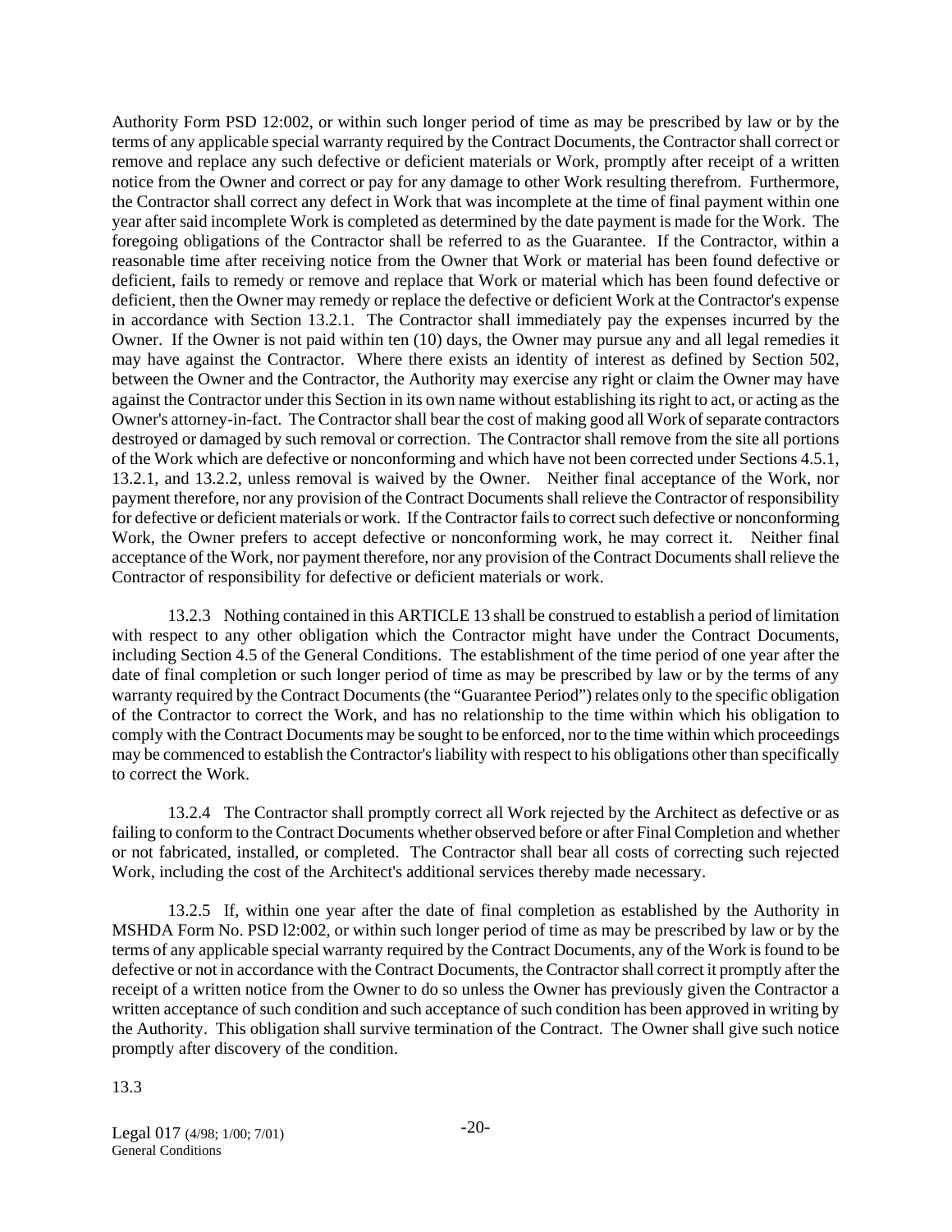Authority Form PSD 12:002, or within such longer period of time as may be prescribed by law or by the terms of any applicable special warranty required by the Contract Documents, the Contractor shall correct or remove and replace any such defective or deficient materials or Work, promptly after receipt of a written notice from the Owner and correct or pay for any damage to other Work resulting therefrom. Furthermore, the Contractor shall correct any defect in Work that was incomplete at the time of final payment within one year after said incomplete Work is completed as determined by the date payment is made for the Work. The foregoing obligations of the Contractor shall be referred to as the Guarantee. If the Contractor, within a reasonable time after receiving notice from the Owner that Work or material has been found defective or deficient, fails to remedy or remove and replace that Work or material which has been found defective or deficient, then the Owner may remedy or replace the defective or deficient Work at the Contractor's expense in accordance with Section 13.2.1. The Contractor shall immediately pay the expenses incurred by the Owner. If the Owner is not paid within ten (10) days, the Owner may pursue any and all legal remedies it may have against the Contractor. Where there exists an identity of interest as defined by Section 502, between the Owner and the Contractor, the Authority may exercise any right or claim the Owner may have against the Contractor under this Section in its own name without establishing its right to act, or acting as the Owner's attorney-in-fact. The Contractor shall bear the cost of making good all Work of separate contractors destroyed or damaged by such removal or correction. The Contractor shall remove from the site all portions of the Work which are defective or nonconforming and which have not been corrected under Sections 4.5.1, 13.2.1, and 13.2.2, unless removal is waived by the Owner. Neither final acceptance of the Work, nor payment therefore, nor any provision of the Contract Documents shall relieve the Contractor of responsibility for defective or deficient materials or work. If the Contractor fails to correct such defective or nonconforming Work, the Owner prefers to accept defective or nonconforming work, he may correct it. Neither final acceptance of the Work, nor payment therefore, nor any provision of the Contract Documents shall relieve the Contractor of responsibility for defective or deficient materials or work.

13.2.3 Nothing contained in this ARTICLE 13 shall be construed to establish a period of limitation with respect to any other obligation which the Contractor might have under the Contract Documents, including Section 4.5 of the General Conditions. The establishment of the time period of one year after the date of final completion or such longer period of time as may be prescribed by law or by the terms of any warranty required by the Contract Documents (the "Guarantee Period") relates only to the specific obligation of the Contractor to correct the Work, and has no relationship to the time within which his obligation to comply with the Contract Documents may be sought to be enforced, nor to the time within which proceedings may be commenced to establish the Contractor's liability with respect to his obligations other than specifically to correct the Work.

13.2.4 The Contractor shall promptly correct all Work rejected by the Architect as defective or as failing to conform to the Contract Documents whether observed before or after Final Completion and whether or not fabricated, installed, or completed. The Contractor shall bear all costs of correcting such rejected Work, including the cost of the Architect's additional services thereby made necessary.

13.2.5 If, within one year after the date of final completion as established by the Authority in MSHDA Form No. PSD l2:002, or within such longer period of time as may be prescribed by law or by the terms of any applicable special warranty required by the Contract Documents, any of the Work is found to be defective or not in accordance with the Contract Documents, the Contractor shall correct it promptly after the receipt of a written notice from the Owner to do so unless the Owner has previously given the Contractor a written acceptance of such condition and such acceptance of such condition has been approved in writing by the Authority. This obligation shall survive termination of the Contract. The Owner shall give such notice promptly after discovery of the condition.

13.3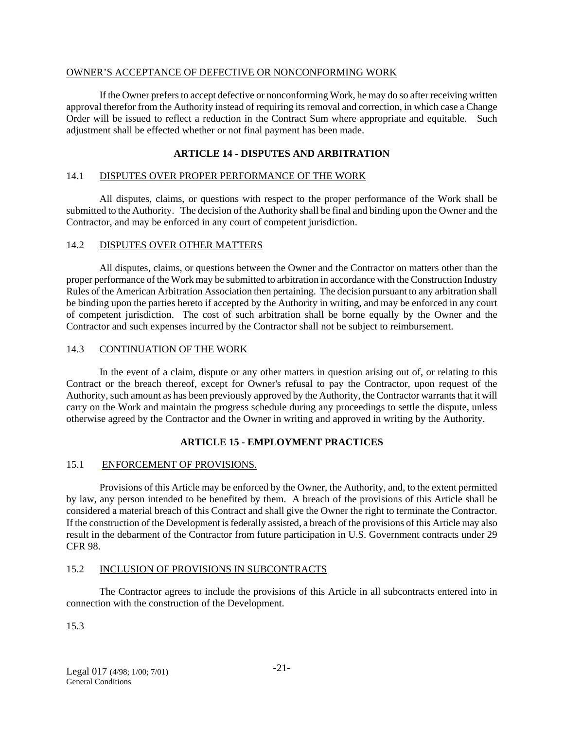OWNER'S ACCEPTANCE OF DEFECTIVE OR NONCONFORMING WORK

If the Owner prefers to accept defective or nonconforming Work, he may do so after receiving written approval therefor from the Authority instead of requiring its removal and correction, in which case a Change Order will be issued to reflect a reduction in the Contract Sum where appropriate and equitable. Such adjustment shall be effected whether or not final payment has been made.

## ARTICLE 14 - DISPUTES AND ARBITRATION

### 14.1 DISPUTES OVER PROPER PERFORMANCE OF THE WORK

All disputes, claims, or questions with respect to the proper performance of the Work shall be submitted to the Authority. The decision of the Authority shall be final and binding upon the Owner and the Contractor, and may be enforced in any court of competent jurisdiction.

### 14.2 DISPUTES OVER OTHER MATTERS

All disputes, claims, or questions between the Owner and the Contractor on matters other than the proper performance of the Work may be submitted to arbitration in accordance with the Construction Industry Rules of the American Arbitration Association then pertaining. The decision pursuant to any arbitration shall be binding upon the parties hereto if accepted by the Authority in writing, and may be enforced in any court of competent jurisdiction. The cost of such arbitration shall be borne equally by the Owner and the Contractor and such expenses incurred by the Contractor shall not be subject to reimbursement.

### 14.3 CONTINUATION OF THE WORK

In the event of a claim, dispute or any other matters in question arising out of, or relating to this Contract or the breach thereof, except for Owner's refusal to pay the Contractor, upon request of the Authority, such amount as has been previously approved by the Authority, the Contractor warrants that it will carry on the Work and maintain the progress schedule during any proceedings to settle the dispute, unless otherwise agreed by the Contractor and the Owner in writing and approved in writing by the Authority.

## ARTICLE 15 - EMPLOYMENT PRACTICES

### 15.1 ENFORCEMENT OF PROVISIONS.

Provisions of this Article may be enforced by the Owner, the Authority, and, to the extent permitted by law, any person intended to be benefited by them. A breach of the provisions of this Article shall be considered a material breach of this Contract and shall give the Owner the right to terminate the Contractor. If the construction of the Development is federally assisted, a breach of the provisions of this Article may also result in the debarment of the Contractor from future participation in U.S. Government contracts under 29 CFR 98.

### 15.2 INCLUSION OF PROVISIONS IN SUBCONTRACTS

The Contractor agrees to include the provisions of this Article in all subcontracts entered into in connection with the construction of the Development.

15.3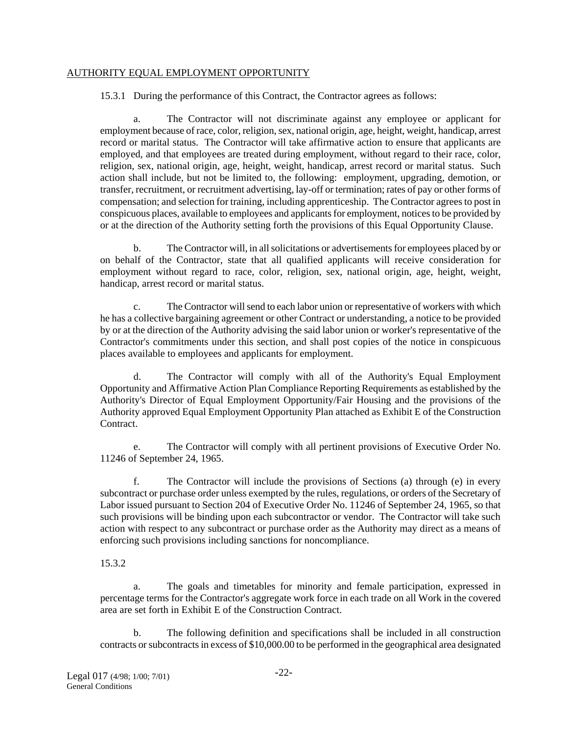AUTHORITY EQUAL EMPLOYMENT OPPORTUNITY

15.3.1 During the performance of this Contract, the Contractor agrees as follows:

a. The Contractor will not discriminate against any employee or applicant for employment because of race, color, religion, sex, national origin, age, height, weight, handicap, arrest record or marital status. The Contractor will take affirmative action to ensure that applicants are employed, and that employees are treated during employment, without regard to their race, color, religion, sex, national origin, age, height, weight, handicap, arrest record or marital status. Such action shall include, but not be limited to, the following: employment, upgrading, demotion, or transfer, recruitment, or recruitment advertising, lay-off or termination; rates of pay or other forms of compensation; and selection for training, including apprenticeship. The Contractor agrees to post in conspicuous places, available to employees and applicants for employment, notices to be provided by or at the direction of the Authority setting forth the provisions of this Equal Opportunity Clause.

b. The Contractor will, in all solicitations or advertisements for employees placed by or on behalf of the Contractor, state that all qualified applicants will receive consideration for employment without regard to race, color, religion, sex, national origin, age, height, weight, handicap, arrest record or marital status.

c. The Contractor will send to each labor union or representative of workers with which he has a collective bargaining agreement or other Contract or understanding, a notice to be provided by or at the direction of the Authority advising the said labor union or worker's representative of the Contractor's commitments under this section, and shall post copies of the notice in conspicuous places available to employees and applicants for employment.

d. The Contractor will comply with all of the Authority's Equal Employment Opportunity and Affirmative Action Plan Compliance Reporting Requirements as established by the Authority's Director of Equal Employment Opportunity/Fair Housing and the provisions of the Authority approved Equal Employment Opportunity Plan attached as Exhibit E of the Construction Contract.

e. The Contractor will comply with all pertinent provisions of Executive Order No. 11246 of September 24, 1965.

f. The Contractor will include the provisions of Sections (a) through (e) in every subcontract or purchase order unless exempted by the rules, regulations, or orders of the Secretary of Labor issued pursuant to Section 204 of Executive Order No. 11246 of September 24, 1965, so that such provisions will be binding upon each subcontractor or vendor. The Contractor will take such action with respect to any subcontract or purchase order as the Authority may direct as a means of enforcing such provisions including sanctions for noncompliance.

15.3.2

a. The goals and timetables for minority and female participation, expressed in percentage terms for the Contractor's aggregate work force in each trade on all Work in the covered area are set forth in Exhibit E of the Construction Contract.

b. The following definition and specifications shall be included in all construction contracts or subcontracts in excess of $10,000.00 to be performed in the geographical area designated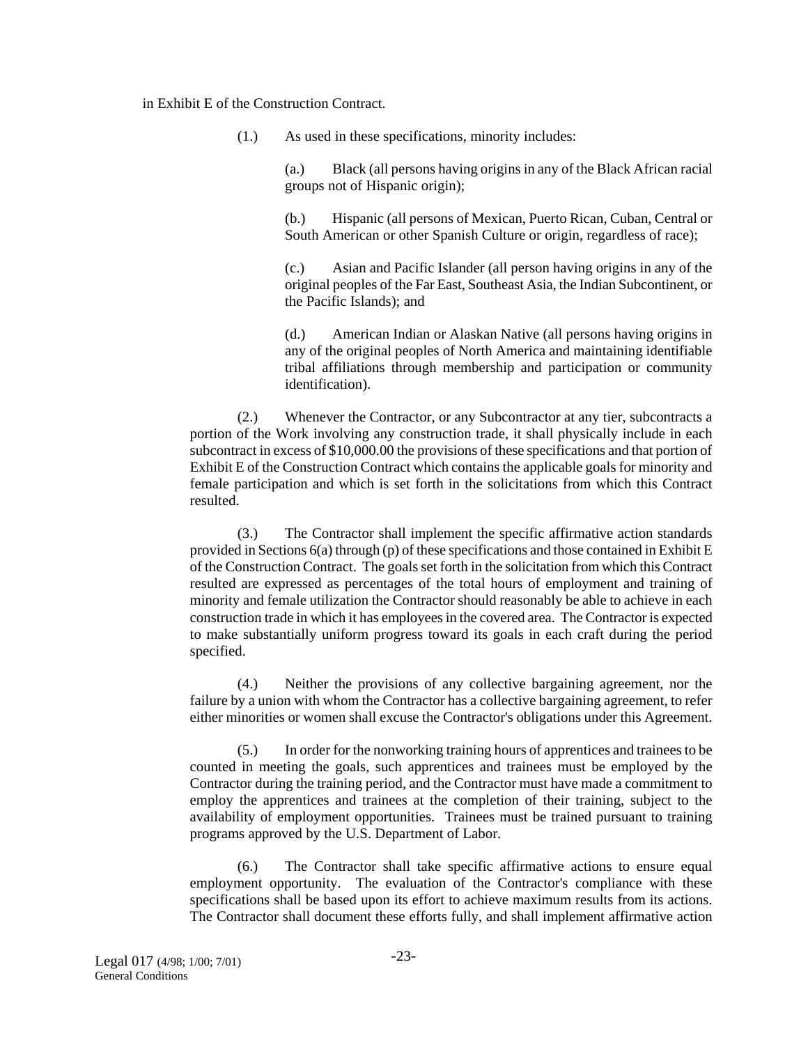in Exhibit E of the Construction Contract.

(1.) As used in these specifications, minority includes:

(a.) Black (all persons having origins in any of the Black African racial groups not of Hispanic origin);

(b.) Hispanic (all persons of Mexican, Puerto Rican, Cuban, Central or South American or other Spanish Culture or origin, regardless of race);

(c.) Asian and Pacific Islander (all person having origins in any of the original peoples of the Far East, Southeast Asia, the Indian Subcontinent, or the Pacific Islands); and

(d.) American Indian or Alaskan Native (all persons having origins in any of the original peoples of North America and maintaining identifiable tribal affiliations through membership and participation or community identification).

(2.) Whenever the Contractor, or any Subcontractor at any tier, subcontracts a portion of the Work involving any construction trade, it shall physically include in each subcontract in excess of $10,000.00 the provisions of these specifications and that portion of Exhibit E of the Construction Contract which contains the applicable goals for minority and female participation and which is set forth in the solicitations from which this Contract resulted.

(3.) The Contractor shall implement the specific affirmative action standards provided in Sections 6(a) through (p) of these specifications and those contained in Exhibit E of the Construction Contract. The goals set forth in the solicitation from which this Contract resulted are expressed as percentages of the total hours of employment and training of minority and female utilization the Contractor should reasonably be able to achieve in each construction trade in which it has employees in the covered area. The Contractor is expected to make substantially uniform progress toward its goals in each craft during the period specified.

(4.) Neither the provisions of any collective bargaining agreement, nor the failure by a union with whom the Contractor has a collective bargaining agreement, to refer either minorities or women shall excuse the Contractor's obligations under this Agreement.

(5.) In order for the nonworking training hours of apprentices and trainees to be counted in meeting the goals, such apprentices and trainees must be employed by the Contractor during the training period, and the Contractor must have made a commitment to employ the apprentices and trainees at the completion of their training, subject to the availability of employment opportunities. Trainees must be trained pursuant to training programs approved by the U.S. Department of Labor.

(6.) The Contractor shall take specific affirmative actions to ensure equal employment opportunity. The evaluation of the Contractor's compliance with these specifications shall be based upon its effort to achieve maximum results from its actions. The Contractor shall document these efforts fully, and shall implement affirmative action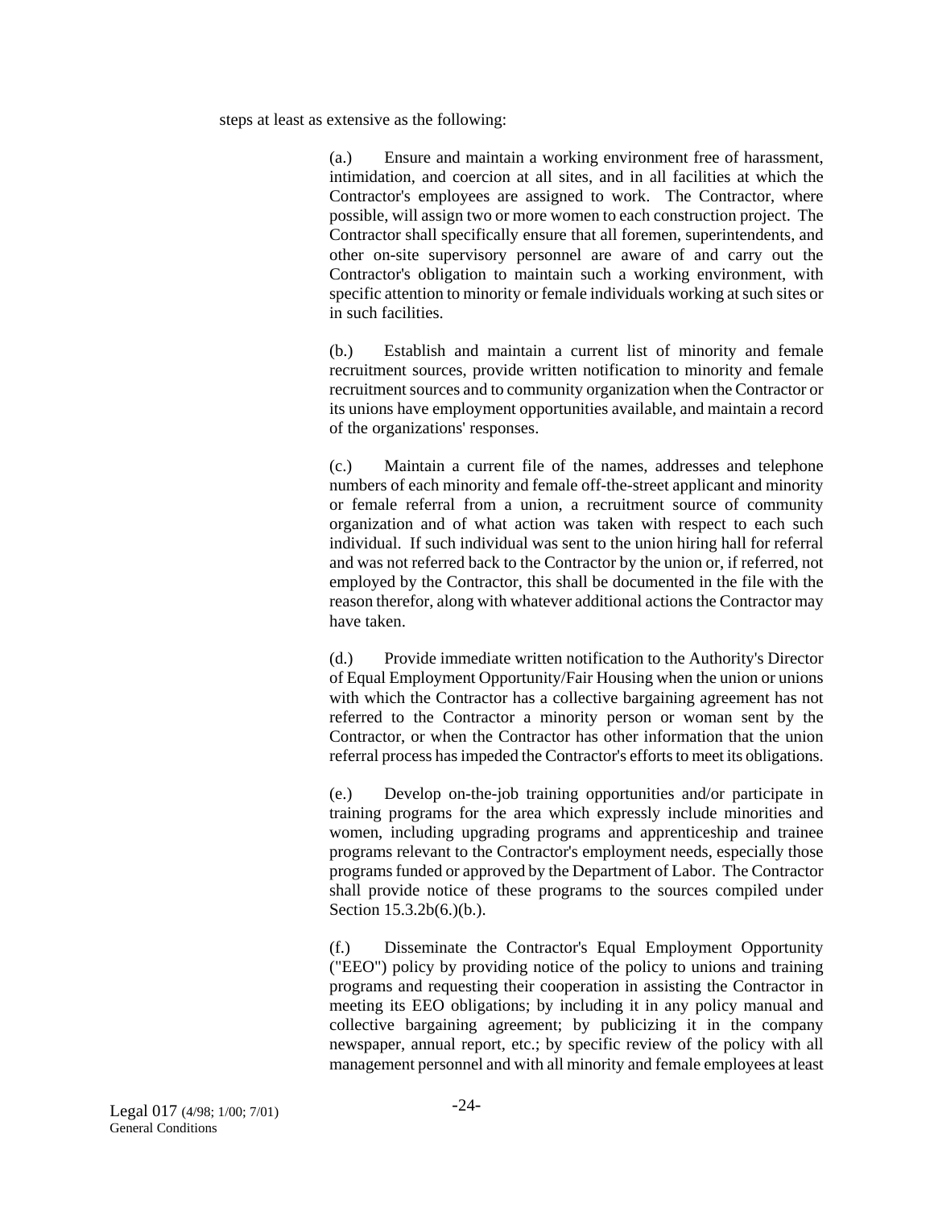steps at least as extensive as the following:

(a.) Ensure and maintain a working environment free of harassment, intimidation, and coercion at all sites, and in all facilities at which the Contractor's employees are assigned to work. The Contractor, where possible, will assign two or more women to each construction project. The Contractor shall specifically ensure that all foremen, superintendents, and other on-site supervisory personnel are aware of and carry out the Contractor's obligation to maintain such a working environment, with specific attention to minority or female individuals working at such sites or in such facilities.

(b.) Establish and maintain a current list of minority and female recruitment sources, provide written notification to minority and female recruitment sources and to community organization when the Contractor or its unions have employment opportunities available, and maintain a record of the organizations' responses.

(c.) Maintain a current file of the names, addresses and telephone numbers of each minority and female off-the-street applicant and minority or female referral from a union, a recruitment source of community organization and of what action was taken with respect to each such individual. If such individual was sent to the union hiring hall for referral and was not referred back to the Contractor by the union or, if referred, not employed by the Contractor, this shall be documented in the file with the reason therefor, along with whatever additional actions the Contractor may have taken.

(d.) Provide immediate written notification to the Authority's Director of Equal Employment Opportunity/Fair Housing when the union or unions with which the Contractor has a collective bargaining agreement has not referred to the Contractor a minority person or woman sent by the Contractor, or when the Contractor has other information that the union referral process has impeded the Contractor's efforts to meet its obligations.

(e.) Develop on-the-job training opportunities and/or participate in training programs for the area which expressly include minorities and women, including upgrading programs and apprenticeship and trainee programs relevant to the Contractor's employment needs, especially those programs funded or approved by the Department of Labor. The Contractor shall provide notice of these programs to the sources compiled under Section 15.3.2b(6.)(b.).

(f.) Disseminate the Contractor's Equal Employment Opportunity ("EEO") policy by providing notice of the policy to unions and training programs and requesting their cooperation in assisting the Contractor in meeting its EEO obligations; by including it in any policy manual and collective bargaining agreement; by publicizing it in the company newspaper, annual report, etc.; by specific review of the policy with all management personnel and with all minority and female employees at least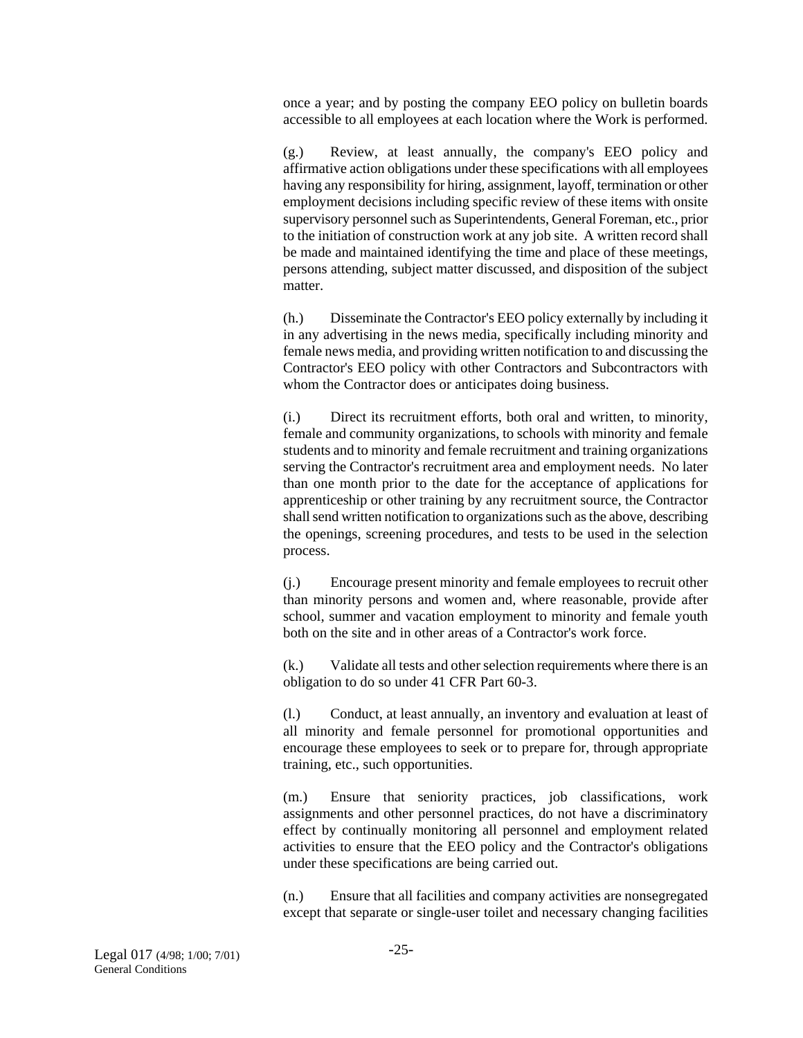once a year; and by posting the company EEO policy on bulletin boards accessible to all employees at each location where the Work is performed.

(g.) Review, at least annually, the company's EEO policy and affirmative action obligations under these specifications with all employees having any responsibility for hiring, assignment, layoff, termination or other employment decisions including specific review of these items with onsite supervisory personnel such as Superintendents, General Foreman, etc., prior to the initiation of construction work at any job site. A written record shall be made and maintained identifying the time and place of these meetings, persons attending, subject matter discussed, and disposition of the subject matter.

(h.) Disseminate the Contractor's EEO policy externally by including it in any advertising in the news media, specifically including minority and female news media, and providing written notification to and discussing the Contractor's EEO policy with other Contractors and Subcontractors with whom the Contractor does or anticipates doing business.

(i.) Direct its recruitment efforts, both oral and written, to minority, female and community organizations, to schools with minority and female students and to minority and female recruitment and training organizations serving the Contractor's recruitment area and employment needs. No later than one month prior to the date for the acceptance of applications for apprenticeship or other training by any recruitment source, the Contractor shall send written notification to organizations such as the above, describing the openings, screening procedures, and tests to be used in the selection process.

(j.) Encourage present minority and female employees to recruit other than minority persons and women and, where reasonable, provide after school, summer and vacation employment to minority and female youth both on the site and in other areas of a Contractor's work force.

(k.) Validate all tests and other selection requirements where there is an obligation to do so under 41 CFR Part 60-3.

(l.) Conduct, at least annually, an inventory and evaluation at least of all minority and female personnel for promotional opportunities and encourage these employees to seek or to prepare for, through appropriate training, etc., such opportunities.

(m.) Ensure that seniority practices, job classifications, work assignments and other personnel practices, do not have a discriminatory effect by continually monitoring all personnel and employment related activities to ensure that the EEO policy and the Contractor's obligations under these specifications are being carried out.

(n.) Ensure that all facilities and company activities are nonsegregated except that separate or single-user toilet and necessary changing facilities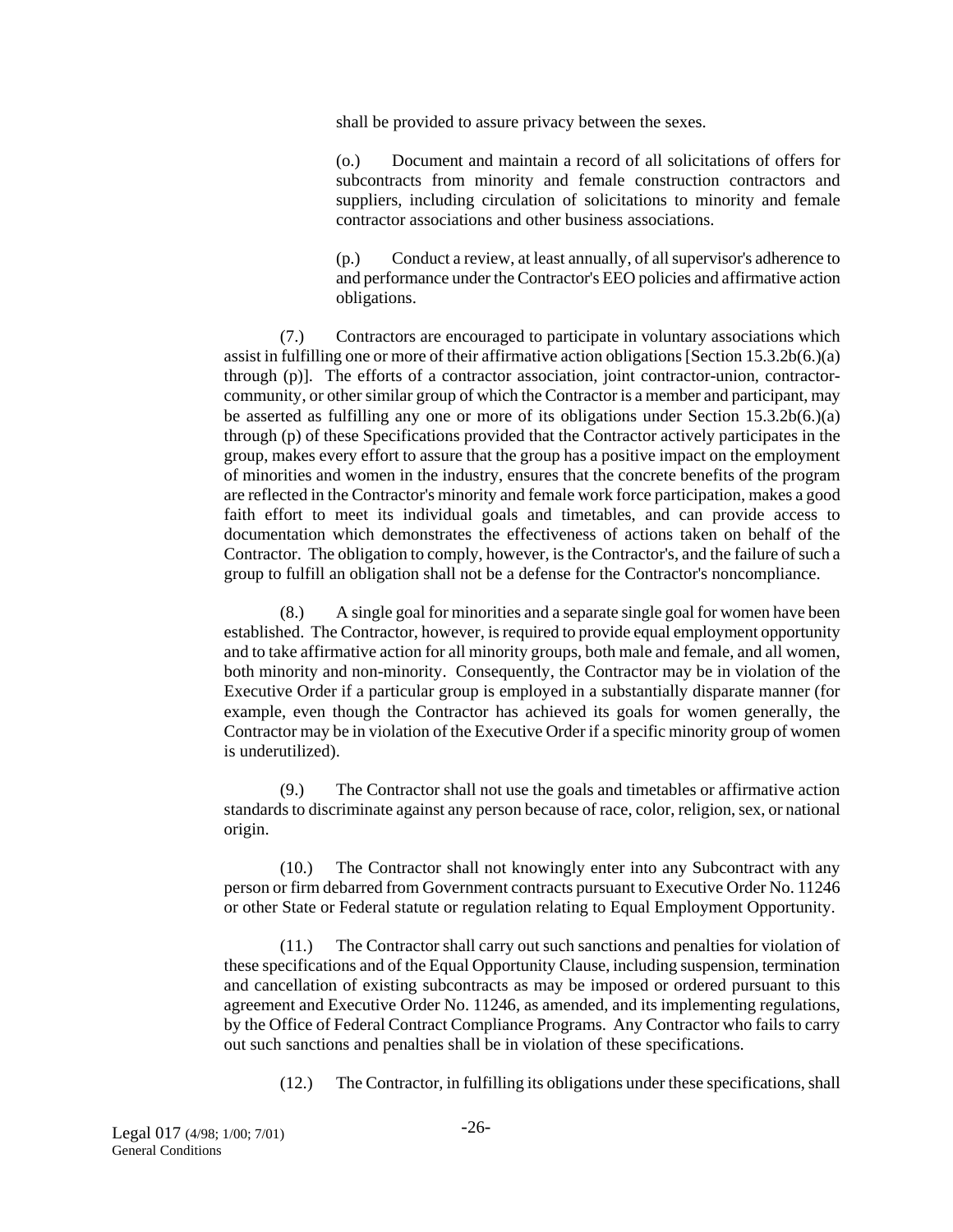shall be provided to assure privacy between the sexes.

(o.) Document and maintain a record of all solicitations of offers for subcontracts from minority and female construction contractors and suppliers, including circulation of solicitations to minority and female contractor associations and other business associations.

(p.) Conduct a review, at least annually, of all supervisor's adherence to and performance under the Contractor's EEO policies and affirmative action obligations.

(7.) Contractors are encouraged to participate in voluntary associations which assist in fulfilling one or more of their affirmative action obligations [Section 15.3.2b(6.)(a) through (p)]. The efforts of a contractor association, joint contractor-union, contractor-community, or other similar group of which the Contractor is a member and participant, may be asserted as fulfilling any one or more of its obligations under Section 15.3.2b(6.)(a) through (p) of these Specifications provided that the Contractor actively participates in the group, makes every effort to assure that the group has a positive impact on the employment of minorities and women in the industry, ensures that the concrete benefits of the program are reflected in the Contractor's minority and female work force participation, makes a good faith effort to meet its individual goals and timetables, and can provide access to documentation which demonstrates the effectiveness of actions taken on behalf of the Contractor. The obligation to comply, however, is the Contractor's, and the failure of such a group to fulfill an obligation shall not be a defense for the Contractor's noncompliance.

(8.) A single goal for minorities and a separate single goal for women have been established. The Contractor, however, is required to provide equal employment opportunity and to take affirmative action for all minority groups, both male and female, and all women, both minority and non-minority. Consequently, the Contractor may be in violation of the Executive Order if a particular group is employed in a substantially disparate manner (for example, even though the Contractor has achieved its goals for women generally, the Contractor may be in violation of the Executive Order if a specific minority group of women is underutilized).

(9.) The Contractor shall not use the goals and timetables or affirmative action standards to discriminate against any person because of race, color, religion, sex, or national origin.

(10.) The Contractor shall not knowingly enter into any Subcontract with any person or firm debarred from Government contracts pursuant to Executive Order No. 11246 or other State or Federal statute or regulation relating to Equal Employment Opportunity.

(11.) The Contractor shall carry out such sanctions and penalties for violation of these specifications and of the Equal Opportunity Clause, including suspension, termination and cancellation of existing subcontracts as may be imposed or ordered pursuant to this agreement and Executive Order No. 11246, as amended, and its implementing regulations, by the Office of Federal Contract Compliance Programs. Any Contractor who fails to carry out such sanctions and penalties shall be in violation of these specifications.

(12.) The Contractor, in fulfilling its obligations under these specifications, shall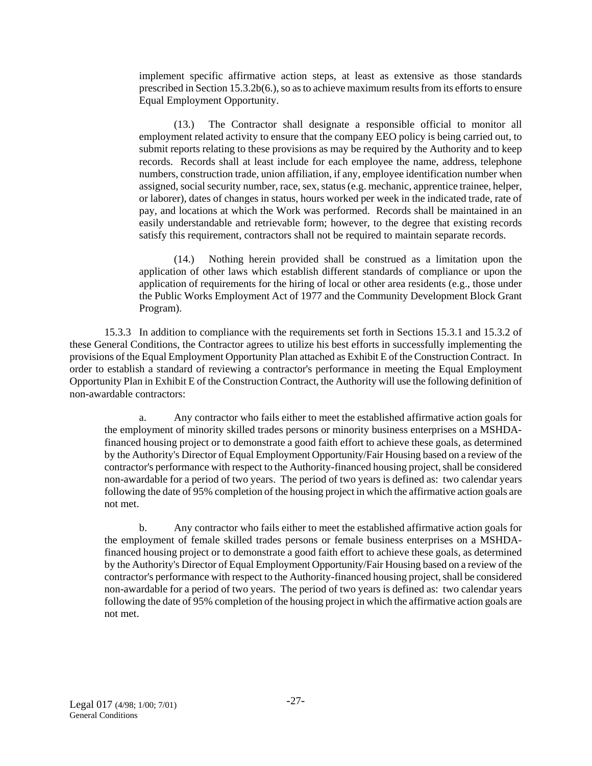implement specific affirmative action steps, at least as extensive as those standards prescribed in Section 15.3.2b(6.), so as to achieve maximum results from its efforts to ensure Equal Employment Opportunity.

(13.) The Contractor shall designate a responsible official to monitor all employment related activity to ensure that the company EEO policy is being carried out, to submit reports relating to these provisions as may be required by the Authority and to keep records. Records shall at least include for each employee the name, address, telephone numbers, construction trade, union affiliation, if any, employee identification number when assigned, social security number, race, sex, status (e.g. mechanic, apprentice trainee, helper, or laborer), dates of changes in status, hours worked per week in the indicated trade, rate of pay, and locations at which the Work was performed. Records shall be maintained in an easily understandable and retrievable form; however, to the degree that existing records satisfy this requirement, contractors shall not be required to maintain separate records.

(14.) Nothing herein provided shall be construed as a limitation upon the application of other laws which establish different standards of compliance or upon the application of requirements for the hiring of local or other area residents (e.g., those under the Public Works Employment Act of 1977 and the Community Development Block Grant Program).

15.3.3 In addition to compliance with the requirements set forth in Sections 15.3.1 and 15.3.2 of these General Conditions, the Contractor agrees to utilize his best efforts in successfully implementing the provisions of the Equal Employment Opportunity Plan attached as Exhibit E of the Construction Contract. In order to establish a standard of reviewing a contractor's performance in meeting the Equal Employment Opportunity Plan in Exhibit E of the Construction Contract, the Authority will use the following definition of non-awardable contractors:

a. Any contractor who fails either to meet the established affirmative action goals for the employment of minority skilled trades persons or minority business enterprises on a MSHDA-financed housing project or to demonstrate a good faith effort to achieve these goals, as determined by the Authority's Director of Equal Employment Opportunity/Fair Housing based on a review of the contractor's performance with respect to the Authority-financed housing project, shall be considered non-awardable for a period of two years. The period of two years is defined as: two calendar years following the date of 95% completion of the housing project in which the affirmative action goals are not met.

b. Any contractor who fails either to meet the established affirmative action goals for the employment of female skilled trades persons or female business enterprises on a MSHDA-financed housing project or to demonstrate a good faith effort to achieve these goals, as determined by the Authority's Director of Equal Employment Opportunity/Fair Housing based on a review of the contractor's performance with respect to the Authority-financed housing project, shall be considered non-awardable for a period of two years. The period of two years is defined as: two calendar years following the date of 95% completion of the housing project in which the affirmative action goals are not met.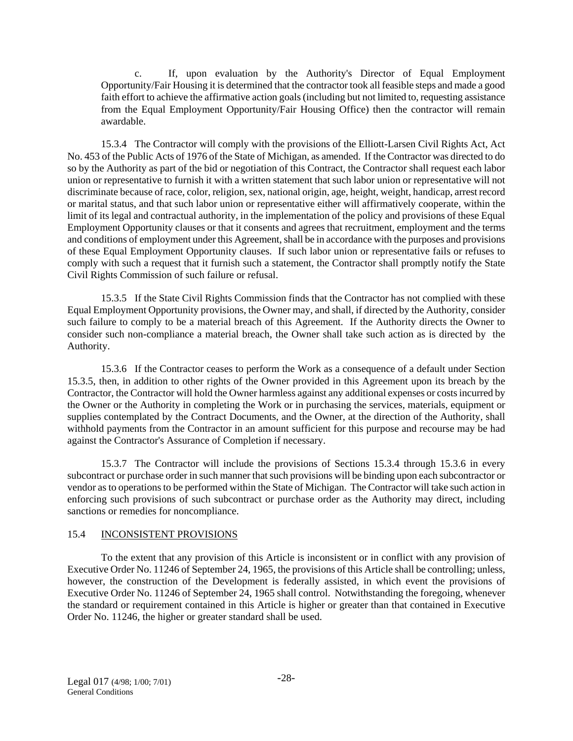c. If, upon evaluation by the Authority's Director of Equal Employment Opportunity/Fair Housing it is determined that the contractor took all feasible steps and made a good faith effort to achieve the affirmative action goals (including but not limited to, requesting assistance from the Equal Employment Opportunity/Fair Housing Office) then the contractor will remain awardable.

15.3.4 The Contractor will comply with the provisions of the Elliott-Larsen Civil Rights Act, Act No. 453 of the Public Acts of 1976 of the State of Michigan, as amended. If the Contractor was directed to do so by the Authority as part of the bid or negotiation of this Contract, the Contractor shall request each labor union or representative to furnish it with a written statement that such labor union or representative will not discriminate because of race, color, religion, sex, national origin, age, height, weight, handicap, arrest record or marital status, and that such labor union or representative either will affirmatively cooperate, within the limit of its legal and contractual authority, in the implementation of the policy and provisions of these Equal Employment Opportunity clauses or that it consents and agrees that recruitment, employment and the terms and conditions of employment under this Agreement, shall be in accordance with the purposes and provisions of these Equal Employment Opportunity clauses. If such labor union or representative fails or refuses to comply with such a request that it furnish such a statement, the Contractor shall promptly notify the State Civil Rights Commission of such failure or refusal.

15.3.5 If the State Civil Rights Commission finds that the Contractor has not complied with these Equal Employment Opportunity provisions, the Owner may, and shall, if directed by the Authority, consider such failure to comply to be a material breach of this Agreement. If the Authority directs the Owner to consider such non-compliance a material breach, the Owner shall take such action as is directed by the Authority.

15.3.6 If the Contractor ceases to perform the Work as a consequence of a default under Section 15.3.5, then, in addition to other rights of the Owner provided in this Agreement upon its breach by the Contractor, the Contractor will hold the Owner harmless against any additional expenses or costs incurred by the Owner or the Authority in completing the Work or in purchasing the services, materials, equipment or supplies contemplated by the Contract Documents, and the Owner, at the direction of the Authority, shall withhold payments from the Contractor in an amount sufficient for this purpose and recourse may be had against the Contractor's Assurance of Completion if necessary.

15.3.7 The Contractor will include the provisions of Sections 15.3.4 through 15.3.6 in every subcontract or purchase order in such manner that such provisions will be binding upon each subcontractor or vendor as to operations to be performed within the State of Michigan. The Contractor will take such action in enforcing such provisions of such subcontract or purchase order as the Authority may direct, including sanctions or remedies for noncompliance.

## 15.4 INCONSISTENT PROVISIONS

To the extent that any provision of this Article is inconsistent or in conflict with any provision of Executive Order No. 11246 of September 24, 1965, the provisions of this Article shall be controlling; unless, however, the construction of the Development is federally assisted, in which event the provisions of Executive Order No. 11246 of September 24, 1965 shall control. Notwithstanding the foregoing, whenever the standard or requirement contained in this Article is higher or greater than that contained in Executive Order No. 11246, the higher or greater standard shall be used.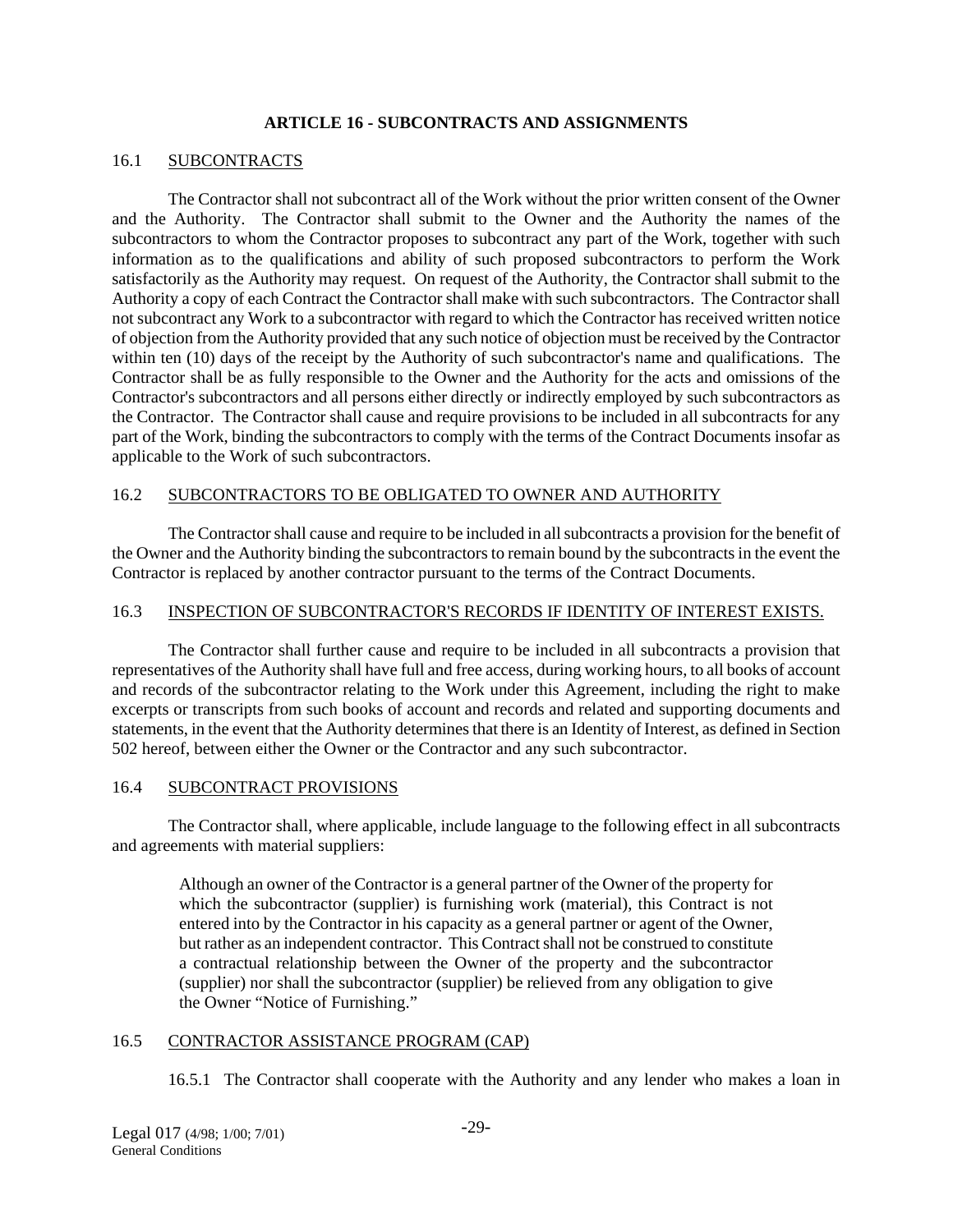## ARTICLE 16 - SUBCONTRACTS AND ASSIGNMENTS

### 16.1 SUBCONTRACTS

The Contractor shall not subcontract all of the Work without the prior written consent of the Owner and the Authority. The Contractor shall submit to the Owner and the Authority the names of the subcontractors to whom the Contractor proposes to subcontract any part of the Work, together with such information as to the qualifications and ability of such proposed subcontractors to perform the Work satisfactorily as the Authority may request. On request of the Authority, the Contractor shall submit to the Authority a copy of each Contract the Contractor shall make with such subcontractors. The Contractor shall not subcontract any Work to a subcontractor with regard to which the Contractor has received written notice of objection from the Authority provided that any such notice of objection must be received by the Contractor within ten (10) days of the receipt by the Authority of such subcontractor's name and qualifications. The Contractor shall be as fully responsible to the Owner and the Authority for the acts and omissions of the Contractor's subcontractors and all persons either directly or indirectly employed by such subcontractors as the Contractor. The Contractor shall cause and require provisions to be included in all subcontracts for any part of the Work, binding the subcontractors to comply with the terms of the Contract Documents insofar as applicable to the Work of such subcontractors.

### 16.2 SUBCONTRACTORS TO BE OBLIGATED TO OWNER AND AUTHORITY

The Contractor shall cause and require to be included in all subcontracts a provision for the benefit of the Owner and the Authority binding the subcontractors to remain bound by the subcontracts in the event the Contractor is replaced by another contractor pursuant to the terms of the Contract Documents.

### 16.3 INSPECTION OF SUBCONTRACTOR'S RECORDS IF IDENTITY OF INTEREST EXISTS.

The Contractor shall further cause and require to be included in all subcontracts a provision that representatives of the Authority shall have full and free access, during working hours, to all books of account and records of the subcontractor relating to the Work under this Agreement, including the right to make excerpts or transcripts from such books of account and records and related and supporting documents and statements, in the event that the Authority determines that there is an Identity of Interest, as defined in Section 502 hereof, between either the Owner or the Contractor and any such subcontractor.

### 16.4 SUBCONTRACT PROVISIONS

The Contractor shall, where applicable, include language to the following effect in all subcontracts and agreements with material suppliers:

> Although an owner of the Contractor is a general partner of the Owner of the property for which the subcontractor (supplier) is furnishing work (material), this Contract is not entered into by the Contractor in his capacity as a general partner or agent of the Owner, but rather as an independent contractor. This Contract shall not be construed to constitute a contractual relationship between the Owner of the property and the subcontractor (supplier) nor shall the subcontractor (supplier) be relieved from any obligation to give the Owner "Notice of Furnishing."

### 16.5 CONTRACTOR ASSISTANCE PROGRAM (CAP)

16.5.1 The Contractor shall cooperate with the Authority and any lender who makes a loan in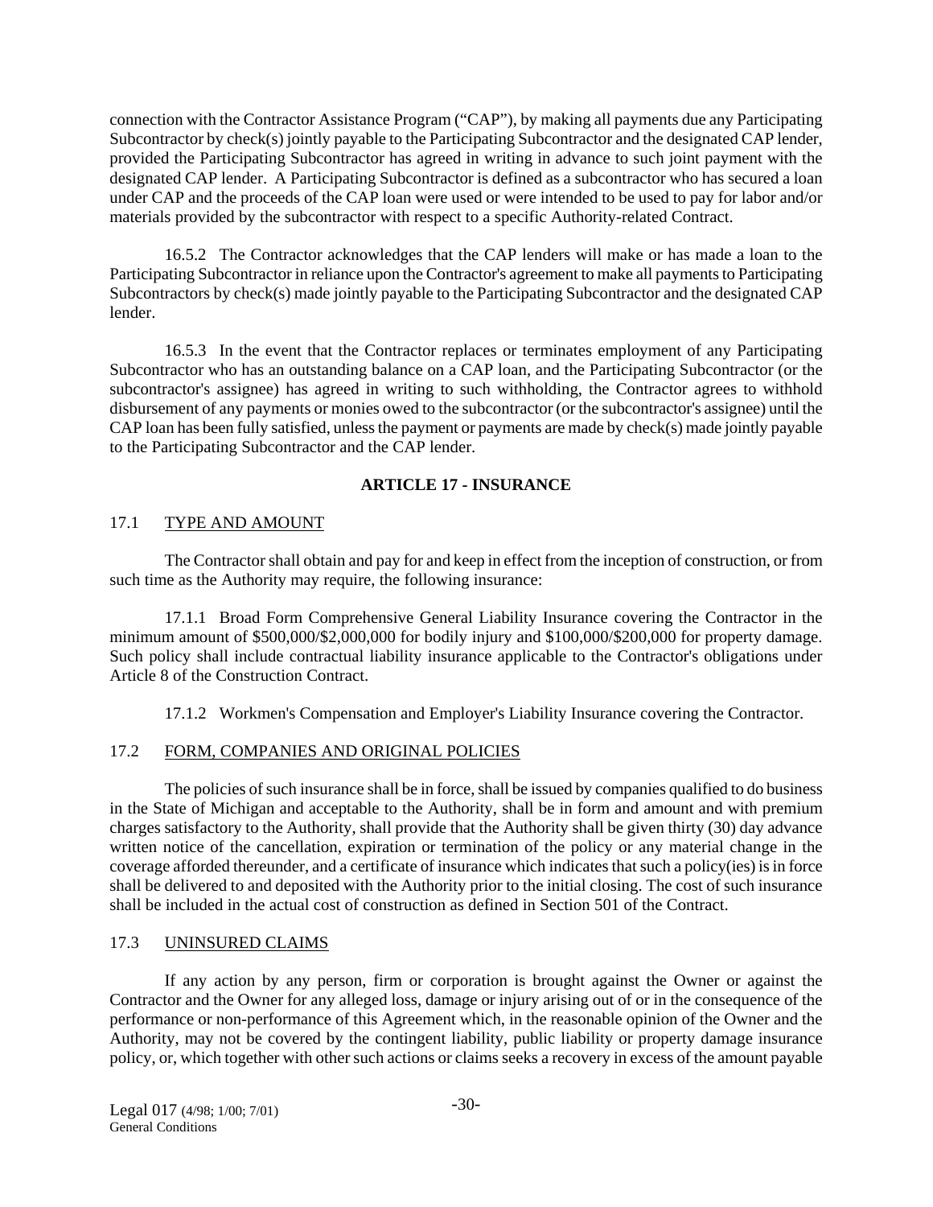connection with the Contractor Assistance Program ("CAP"), by making all payments due any Participating Subcontractor by check(s) jointly payable to the Participating Subcontractor and the designated CAP lender, provided the Participating Subcontractor has agreed in writing in advance to such joint payment with the designated CAP lender. A Participating Subcontractor is defined as a subcontractor who has secured a loan under CAP and the proceeds of the CAP loan were used or were intended to be used to pay for labor and/or materials provided by the subcontractor with respect to a specific Authority-related Contract.

16.5.2 The Contractor acknowledges that the CAP lenders will make or has made a loan to the Participating Subcontractor in reliance upon the Contractor's agreement to make all payments to Participating Subcontractors by check(s) made jointly payable to the Participating Subcontractor and the designated CAP lender.

16.5.3 In the event that the Contractor replaces or terminates employment of any Participating Subcontractor who has an outstanding balance on a CAP loan, and the Participating Subcontractor (or the subcontractor's assignee) has agreed in writing to such withholding, the Contractor agrees to withhold disbursement of any payments or monies owed to the subcontractor (or the subcontractor's assignee) until the CAP loan has been fully satisfied, unless the payment or payments are made by check(s) made jointly payable to the Participating Subcontractor and the CAP lender.

## ARTICLE 17 - INSURANCE

### 17.1 TYPE AND AMOUNT

The Contractor shall obtain and pay for and keep in effect from the inception of construction, or from such time as the Authority may require, the following insurance:

17.1.1 Broad Form Comprehensive General Liability Insurance covering the Contractor in the minimum amount of $500,000/$2,000,000 for bodily injury and $100,000/$200,000 for property damage. Such policy shall include contractual liability insurance applicable to the Contractor's obligations under Article 8 of the Construction Contract.

17.1.2 Workmen's Compensation and Employer's Liability Insurance covering the Contractor.

### 17.2 FORM, COMPANIES AND ORIGINAL POLICIES

The policies of such insurance shall be in force, shall be issued by companies qualified to do business in the State of Michigan and acceptable to the Authority, shall be in form and amount and with premium charges satisfactory to the Authority, shall provide that the Authority shall be given thirty (30) day advance written notice of the cancellation, expiration or termination of the policy or any material change in the coverage afforded thereunder, and a certificate of insurance which indicates that such a policy(ies) is in force shall be delivered to and deposited with the Authority prior to the initial closing. The cost of such insurance shall be included in the actual cost of construction as defined in Section 501 of the Contract.

### 17.3 UNINSURED CLAIMS

If any action by any person, firm or corporation is brought against the Owner or against the Contractor and the Owner for any alleged loss, damage or injury arising out of or in the consequence of the performance or non-performance of this Agreement which, in the reasonable opinion of the Owner and the Authority, may not be covered by the contingent liability, public liability or property damage insurance policy, or, which together with other such actions or claims seeks a recovery in excess of the amount payable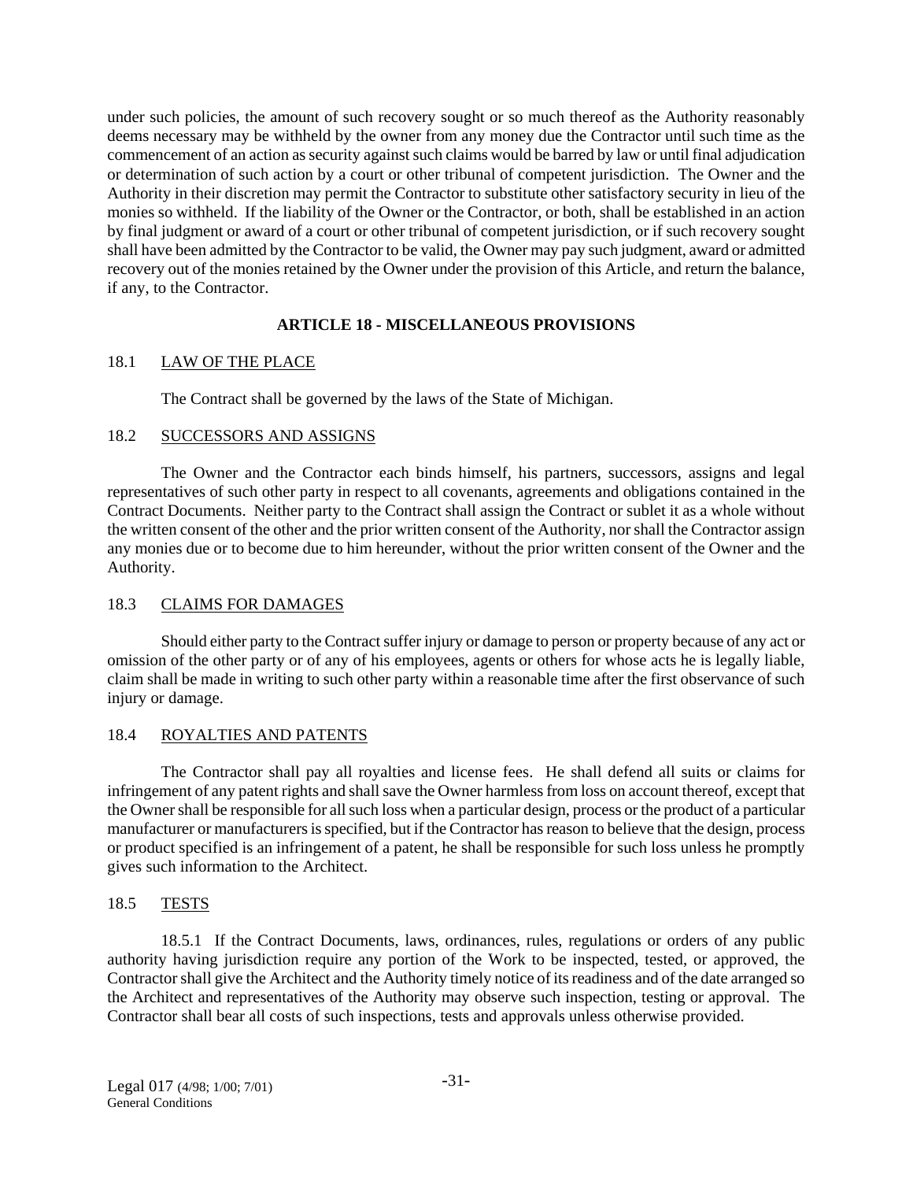under such policies, the amount of such recovery sought or so much thereof as the Authority reasonably deems necessary may be withheld by the owner from any money due the Contractor until such time as the commencement of an action as security against such claims would be barred by law or until final adjudication or determination of such action by a court or other tribunal of competent jurisdiction. The Owner and the Authority in their discretion may permit the Contractor to substitute other satisfactory security in lieu of the monies so withheld. If the liability of the Owner or the Contractor, or both, shall be established in an action by final judgment or award of a court or other tribunal of competent jurisdiction, or if such recovery sought shall have been admitted by the Contractor to be valid, the Owner may pay such judgment, award or admitted recovery out of the monies retained by the Owner under the provision of this Article, and return the balance, if any, to the Contractor.

## ARTICLE 18 - MISCELLANEOUS PROVISIONS

### 18.1 LAW OF THE PLACE

The Contract shall be governed by the laws of the State of Michigan.

### 18.2 SUCCESSORS AND ASSIGNS

The Owner and the Contractor each binds himself, his partners, successors, assigns and legal representatives of such other party in respect to all covenants, agreements and obligations contained in the Contract Documents. Neither party to the Contract shall assign the Contract or sublet it as a whole without the written consent of the other and the prior written consent of the Authority, nor shall the Contractor assign any monies due or to become due to him hereunder, without the prior written consent of the Owner and the Authority.

### 18.3 CLAIMS FOR DAMAGES

Should either party to the Contract suffer injury or damage to person or property because of any act or omission of the other party or of any of his employees, agents or others for whose acts he is legally liable, claim shall be made in writing to such other party within a reasonable time after the first observance of such injury or damage.

### 18.4 ROYALTIES AND PATENTS

The Contractor shall pay all royalties and license fees. He shall defend all suits or claims for infringement of any patent rights and shall save the Owner harmless from loss on account thereof, except that the Owner shall be responsible for all such loss when a particular design, process or the product of a particular manufacturer or manufacturers is specified, but if the Contractor has reason to believe that the design, process or product specified is an infringement of a patent, he shall be responsible for such loss unless he promptly gives such information to the Architect.

### 18.5 TESTS

18.5.1 If the Contract Documents, laws, ordinances, rules, regulations or orders of any public authority having jurisdiction require any portion of the Work to be inspected, tested, or approved, the Contractor shall give the Architect and the Authority timely notice of its readiness and of the date arranged so the Architect and representatives of the Authority may observe such inspection, testing or approval. The Contractor shall bear all costs of such inspections, tests and approvals unless otherwise provided.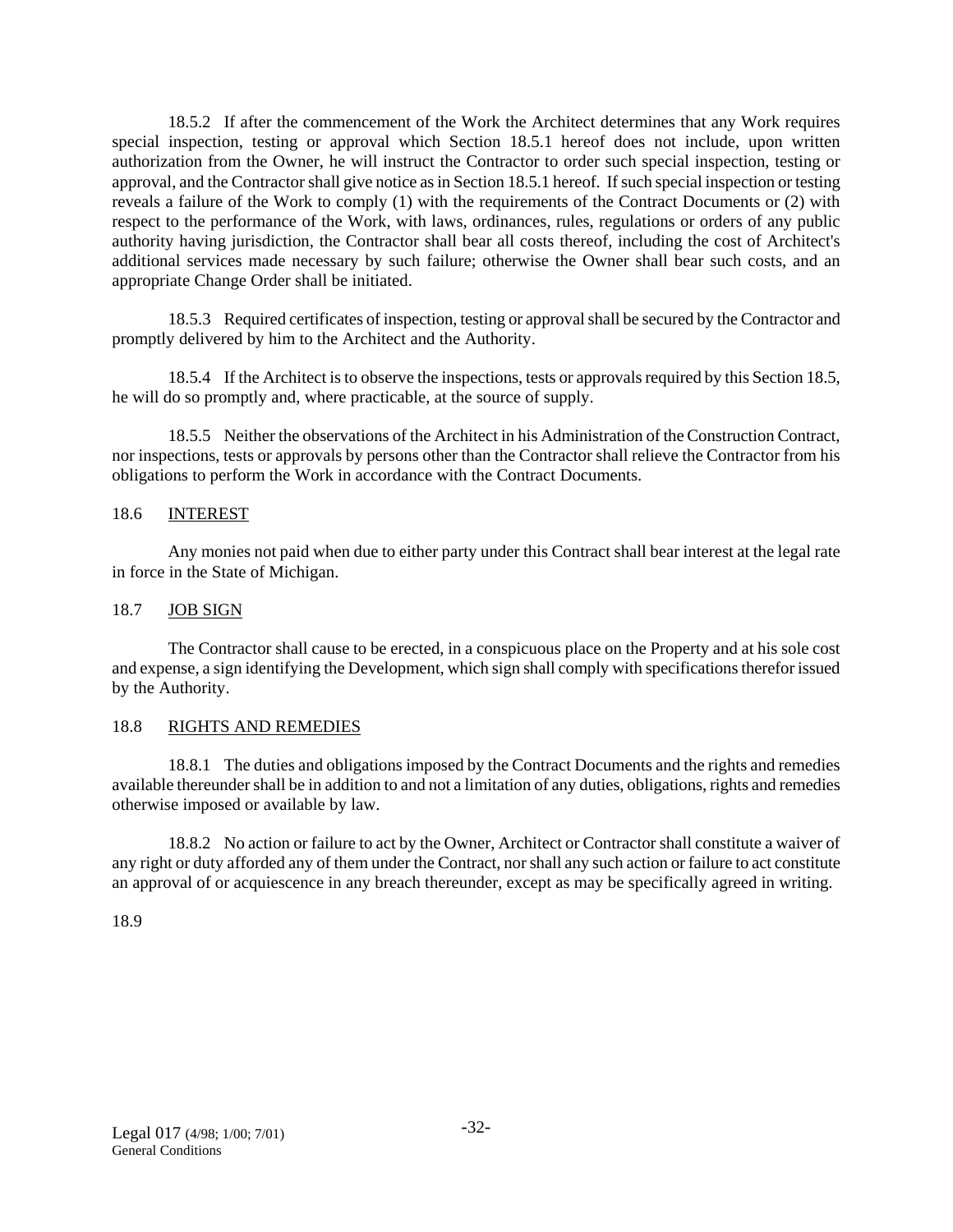18.5.2 If after the commencement of the Work the Architect determines that any Work requires special inspection, testing or approval which Section 18.5.1 hereof does not include, upon written authorization from the Owner, he will instruct the Contractor to order such special inspection, testing or approval, and the Contractor shall give notice as in Section 18.5.1 hereof. If such special inspection or testing reveals a failure of the Work to comply (1) with the requirements of the Contract Documents or (2) with respect to the performance of the Work, with laws, ordinances, rules, regulations or orders of any public authority having jurisdiction, the Contractor shall bear all costs thereof, including the cost of Architect's additional services made necessary by such failure; otherwise the Owner shall bear such costs, and an appropriate Change Order shall be initiated.

18.5.3 Required certificates of inspection, testing or approval shall be secured by the Contractor and promptly delivered by him to the Architect and the Authority.

18.5.4 If the Architect is to observe the inspections, tests or approvals required by this Section 18.5, he will do so promptly and, where practicable, at the source of supply.

18.5.5 Neither the observations of the Architect in his Administration of the Construction Contract, nor inspections, tests or approvals by persons other than the Contractor shall relieve the Contractor from his obligations to perform the Work in accordance with the Contract Documents.

18.6 INTEREST

Any monies not paid when due to either party under this Contract shall bear interest at the legal rate in force in the State of Michigan.

18.7 JOB SIGN

The Contractor shall cause to be erected, in a conspicuous place on the Property and at his sole cost and expense, a sign identifying the Development, which sign shall comply with specifications therefor issued by the Authority.

18.8 RIGHTS AND REMEDIES

18.8.1 The duties and obligations imposed by the Contract Documents and the rights and remedies available thereunder shall be in addition to and not a limitation of any duties, obligations, rights and remedies otherwise imposed or available by law.

18.8.2 No action or failure to act by the Owner, Architect or Contractor shall constitute a waiver of any right or duty afforded any of them under the Contract, nor shall any such action or failure to act constitute an approval of or acquiescence in any breach thereunder, except as may be specifically agreed in writing.

18.9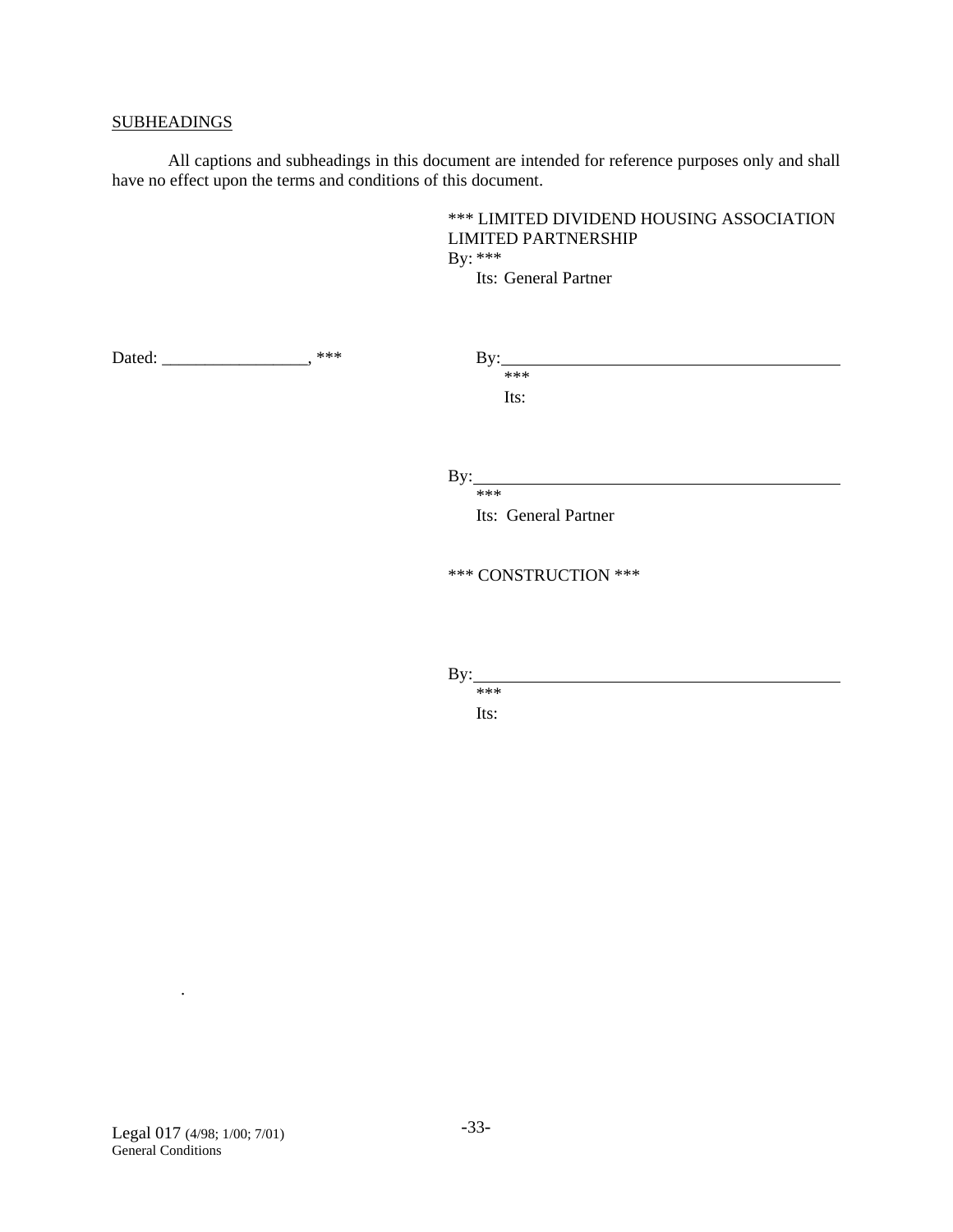<u>SUBHEADINGS</u>

All captions and subheadings in this document are intended for reference purposes only and shall have no effect upon the terms and conditions of this document.

*** LIMITED DIVIDEND HOUSING ASSOCIATION LIMITED PARTNERSHIP
By: ***
Its: General Partner

Dated: _________________, ***

By:___________________________________________
***
Its:

By:___________________________________________
***
Its: General Partner

*** CONSTRUCTION ***

By:___________________________________________
***
Its:

.

Legal 017 (4/98; 1/00; 7/01)
General Conditions